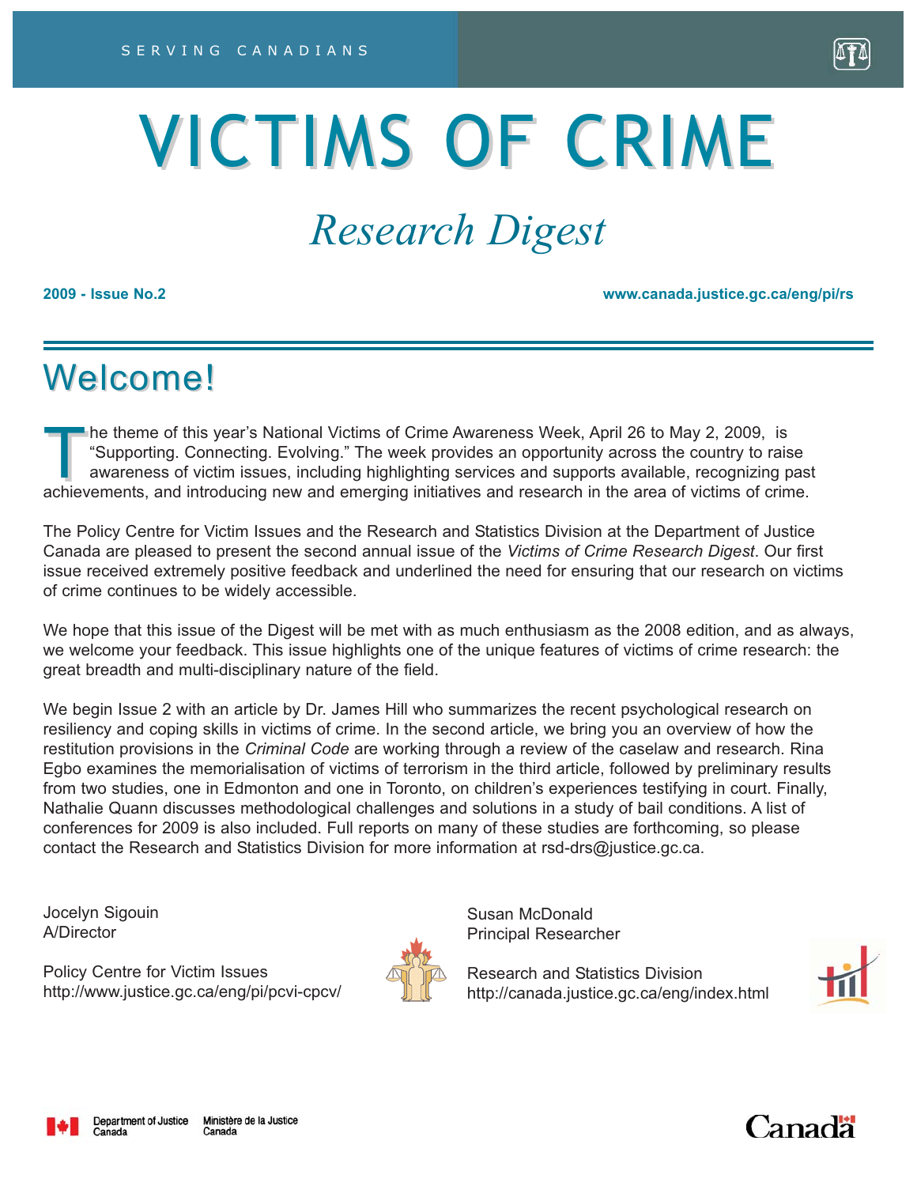SERVING CANADIANS

# VICTIMS OF CRIME

## *Research Digest*

**2009 - Issue No.2**

**www.canada.justice.gc.ca/eng/pi/rs**

## Welcome!

The theme of this year's National Victims of Crime Awareness Week, April 26 to May 2, 2009, is "Supporting. Connecting. Evolving." The week provides an opportunity across the country to raise awareness of victim issues, including highlighting services and supports available, recognizing past achievements, and introducing new and emerging initiatives and research in the area of victims of crime.

The Policy Centre for Victim Issues and the Research and Statistics Division at the Department of Justice Canada are pleased to present the second annual issue of the *Victims of Crime Research Digest*. Our first issue received extremely positive feedback and underlined the need for ensuring that our research on victims of crime continues to be widely accessible.

We hope that this issue of the Digest will be met with as much enthusiasm as the 2008 edition, and as always, we welcome your feedback. This issue highlights one of the unique features of victims of crime research: the great breadth and multi-disciplinary nature of the field.

We begin Issue 2 with an article by Dr. James Hill who summarizes the recent psychological research on resiliency and coping skills in victims of crime. In the second article, we bring you an overview of how the restitution provisions in the *Criminal Code* are working through a review of the caselaw and research. Rina Egbo examines the memorialisation of victims of terrorism in the third article, followed by preliminary results from two studies, one in Edmonton and one in Toronto, on children's experiences testifying in court. Finally, Nathalie Quann discusses methodological challenges and solutions in a study of bail conditions. A list of conferences for 2009 is also included. Full reports on many of these studies are forthcoming, so please contact the Research and Statistics Division for more information at rsd-drs@justice.gc.ca.

Jocelyn Sigouin
A/Director

Policy Centre for Victim Issues
http://www.justice.gc.ca/eng/pi/pcvi-cpcv/

Susan McDonald
Principal Researcher

Research and Statistics Division
http://canada.justice.gc.ca/eng/index.html

Department of Justice Canada / Ministère de la Justice Canada

Canada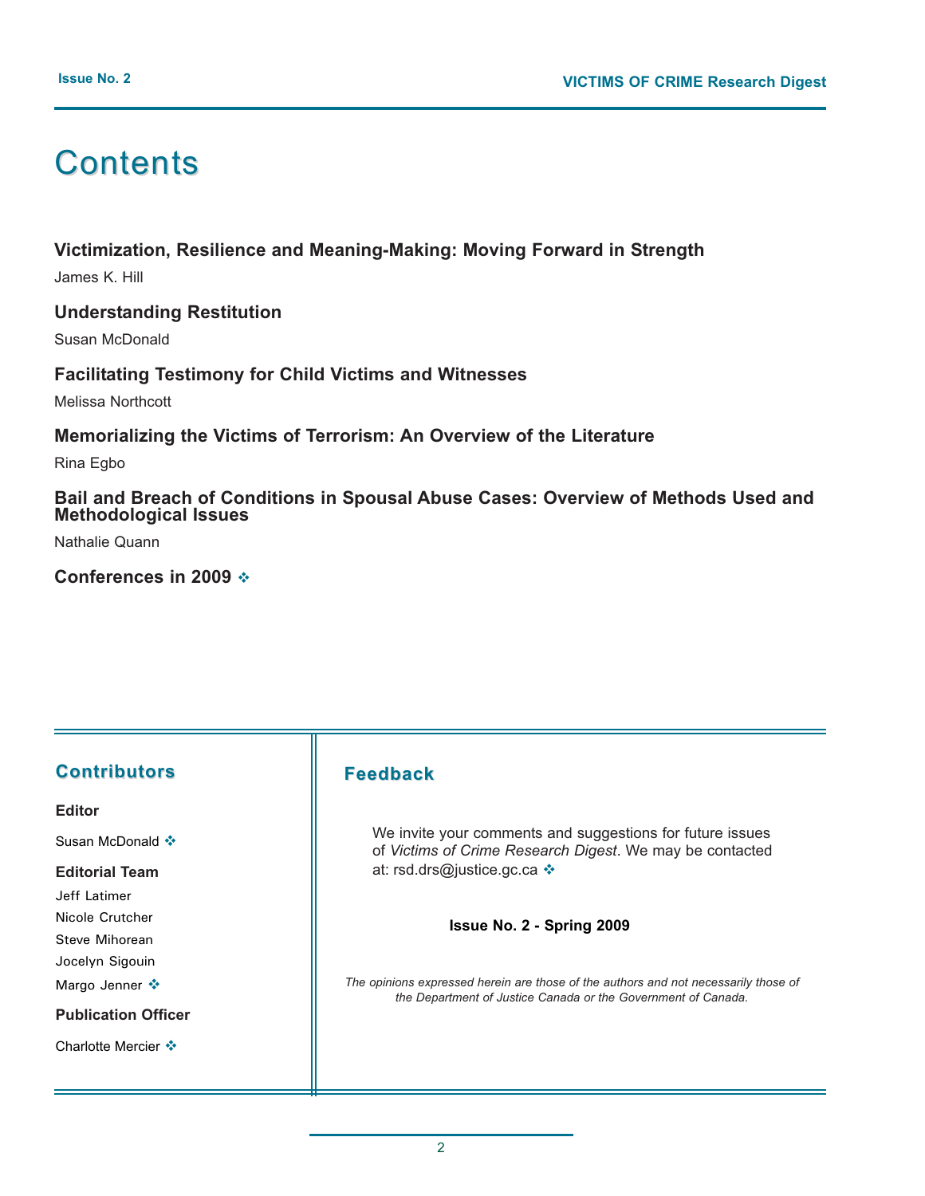# Contents

**Victimization, Resilience and Meaning-Making: Moving Forward in Strength**

James K. Hill

**Understanding Restitution**

Susan McDonald

**Facilitating Testimony for Child Victims and Witnesses**

Melissa Northcott

**Memorializing the Victims of Terrorism: An Overview of the Literature**

Rina Egbo

**Bail and Breach of Conditions in Spousal Abuse Cases: Overview of Methods Used and Methodological Issues**

Nathalie Quann

**Conferences in 2009** ❖

## Contributors

**Editor**

Susan McDonald ❖

**Editorial Team**

Jeff Latimer

Nicole Crutcher

Steve Mihorean

Jocelyn Sigouin

Margo Jenner ❖

**Publication Officer**

Charlotte Mercier ❖

## Feedback

We invite your comments and suggestions for future issues of *Victims of Crime Research Digest*. We may be contacted at: rsd.drs@justice.gc.ca ❖

**Issue No. 2 - Spring 2009**

*The opinions expressed herein are those of the authors and not necessarily those of the Department of Justice Canada or the Government of Canada.*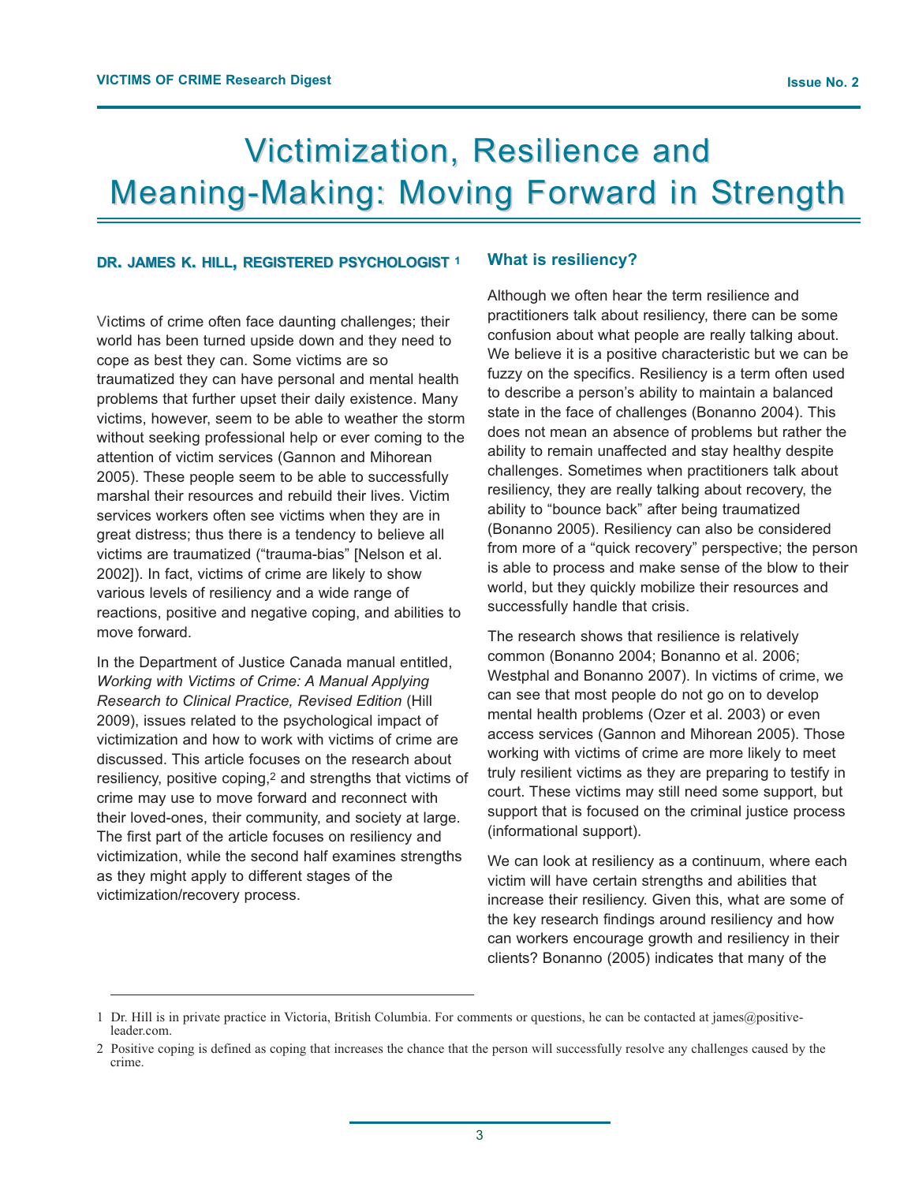# Victimization, Resilience and Meaning-Making: Moving Forward in Strength

**DR. JAMES K. HILL, REGISTERED PSYCHOLOGIST [1]**

Victims of crime often face daunting challenges; their world has been turned upside down and they need to cope as best they can. Some victims are so traumatized they can have personal and mental health problems that further upset their daily existence. Many victims, however, seem to be able to weather the storm without seeking professional help or ever coming to the attention of victim services (Gannon and Mihorean 2005). These people seem to be able to successfully marshal their resources and rebuild their lives. Victim services workers often see victims when they are in great distress; thus there is a tendency to believe all victims are traumatized ("trauma-bias" [Nelson et al. 2002]). In fact, victims of crime are likely to show various levels of resiliency and a wide range of reactions, positive and negative coping, and abilities to move forward.

In the Department of Justice Canada manual entitled, *Working with Victims of Crime: A Manual Applying Research to Clinical Practice, Revised Edition* (Hill 2009), issues related to the psychological impact of victimization and how to work with victims of crime are discussed. This article focuses on the research about resiliency, positive coping,[2] and strengths that victims of crime may use to move forward and reconnect with their loved-ones, their community, and society at large. The first part of the article focuses on resiliency and victimization, while the second half examines strengths as they might apply to different stages of the victimization/recovery process.

## What is resiliency?

Although we often hear the term resilience and practitioners talk about resiliency, there can be some confusion about what people are really talking about. We believe it is a positive characteristic but we can be fuzzy on the specifics. Resiliency is a term often used to describe a person's ability to maintain a balanced state in the face of challenges (Bonanno 2004). This does not mean an absence of problems but rather the ability to remain unaffected and stay healthy despite challenges. Sometimes when practitioners talk about resiliency, they are really talking about recovery, the ability to "bounce back" after being traumatized (Bonanno 2005). Resiliency can also be considered from more of a "quick recovery" perspective; the person is able to process and make sense of the blow to their world, but they quickly mobilize their resources and successfully handle that crisis.

The research shows that resilience is relatively common (Bonanno 2004; Bonanno et al. 2006; Westphal and Bonanno 2007). In victims of crime, we can see that most people do not go on to develop mental health problems (Ozer et al. 2003) or even access services (Gannon and Mihorean 2005). Those working with victims of crime are more likely to meet truly resilient victims as they are preparing to testify in court. These victims may still need some support, but support that is focused on the criminal justice process (informational support).

We can look at resiliency as a continuum, where each victim will have certain strengths and abilities that increase their resiliency. Given this, what are some of the key research findings around resiliency and how can workers encourage growth and resiliency in their clients? Bonanno (2005) indicates that many of the

---

1 Dr. Hill is in private practice in Victoria, British Columbia. For comments or questions, he can be contacted at james@positive-leader.com.

2 Positive coping is defined as coping that increases the chance that the person will successfully resolve any challenges caused by the crime.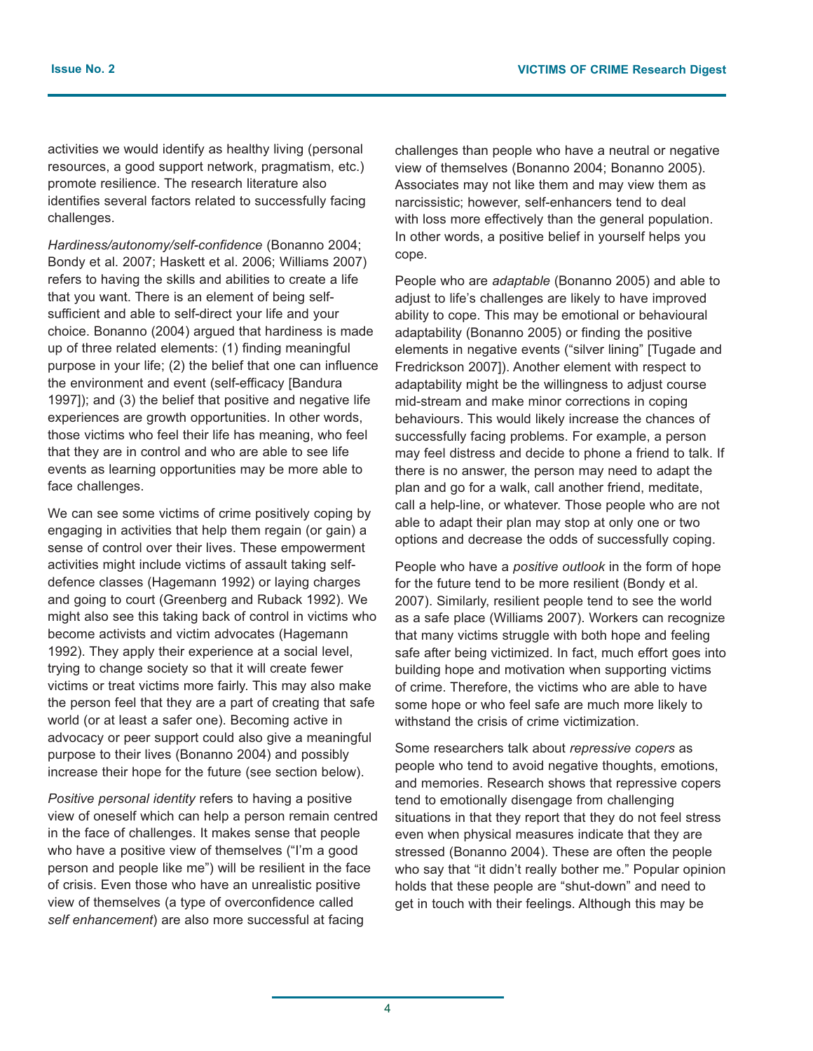activities we would identify as healthy living (personal resources, a good support network, pragmatism, etc.) promote resilience. The research literature also identifies several factors related to successfully facing challenges.

*Hardiness/autonomy/self-confidence* (Bonanno 2004; Bondy et al. 2007; Haskett et al. 2006; Williams 2007) refers to having the skills and abilities to create a life that you want. There is an element of being self-sufficient and able to self-direct your life and your choice. Bonanno (2004) argued that hardiness is made up of three related elements: (1) finding meaningful purpose in your life; (2) the belief that one can influence the environment and event (self-efficacy [Bandura 1997]); and (3) the belief that positive and negative life experiences are growth opportunities. In other words, those victims who feel their life has meaning, who feel that they are in control and who are able to see life events as learning opportunities may be more able to face challenges.

We can see some victims of crime positively coping by engaging in activities that help them regain (or gain) a sense of control over their lives. These empowerment activities might include victims of assault taking self-defence classes (Hagemann 1992) or laying charges and going to court (Greenberg and Ruback 1992). We might also see this taking back of control in victims who become activists and victim advocates (Hagemann 1992). They apply their experience at a social level, trying to change society so that it will create fewer victims or treat victims more fairly. This may also make the person feel that they are a part of creating that safe world (or at least a safer one). Becoming active in advocacy or peer support could also give a meaningful purpose to their lives (Bonanno 2004) and possibly increase their hope for the future (see section below).

*Positive personal identity* refers to having a positive view of oneself which can help a person remain centred in the face of challenges. It makes sense that people who have a positive view of themselves ("I'm a good person and people like me") will be resilient in the face of crisis. Even those who have an unrealistic positive view of themselves (a type of overconfidence called *self enhancement*) are also more successful at facing challenges than people who have a neutral or negative view of themselves (Bonanno 2004; Bonanno 2005). Associates may not like them and may view them as narcissistic; however, self-enhancers tend to deal with loss more effectively than the general population. In other words, a positive belief in yourself helps you cope.

People who are *adaptable* (Bonanno 2005) and able to adjust to life's challenges are likely to have improved ability to cope. This may be emotional or behavioural adaptability (Bonanno 2005) or finding the positive elements in negative events ("silver lining" [Tugade and Fredrickson 2007]). Another element with respect to adaptability might be the willingness to adjust course mid-stream and make minor corrections in coping behaviours. This would likely increase the chances of successfully facing problems. For example, a person may feel distress and decide to phone a friend to talk. If there is no answer, the person may need to adapt the plan and go for a walk, call another friend, meditate, call a help-line, or whatever. Those people who are not able to adapt their plan may stop at only one or two options and decrease the odds of successfully coping.

People who have a *positive outlook* in the form of hope for the future tend to be more resilient (Bondy et al. 2007). Similarly, resilient people tend to see the world as a safe place (Williams 2007). Workers can recognize that many victims struggle with both hope and feeling safe after being victimized. In fact, much effort goes into building hope and motivation when supporting victims of crime. Therefore, the victims who are able to have some hope or who feel safe are much more likely to withstand the crisis of crime victimization.

Some researchers talk about *repressive copers* as people who tend to avoid negative thoughts, emotions, and memories. Research shows that repressive copers tend to emotionally disengage from challenging situations in that they report that they do not feel stress even when physical measures indicate that they are stressed (Bonanno 2004). These are often the people who say that "it didn't really bother me." Popular opinion holds that these people are "shut-down" and need to get in touch with their feelings. Although this may be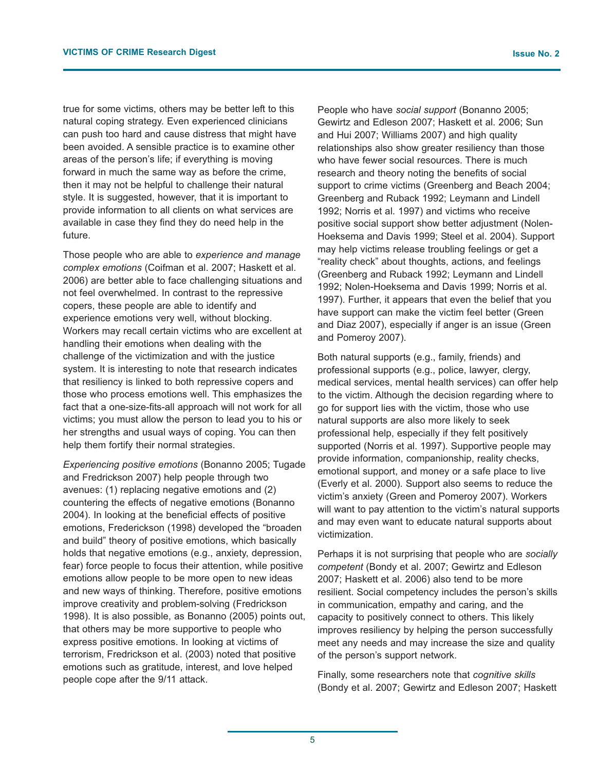true for some victims, others may be better left to this natural coping strategy. Even experienced clinicians can push too hard and cause distress that might have been avoided. A sensible practice is to examine other areas of the person's life; if everything is moving forward in much the same way as before the crime, then it may not be helpful to challenge their natural style. It is suggested, however, that it is important to provide information to all clients on what services are available in case they find they do need help in the future.

Those people who are able to *experience and manage complex emotions* (Coifman et al. 2007; Haskett et al. 2006) are better able to face challenging situations and not feel overwhelmed. In contrast to the repressive copers, these people are able to identify and experience emotions very well, without blocking. Workers may recall certain victims who are excellent at handling their emotions when dealing with the challenge of the victimization and with the justice system. It is interesting to note that research indicates that resiliency is linked to both repressive copers and those who process emotions well. This emphasizes the fact that a one-size-fits-all approach will not work for all victims; you must allow the person to lead you to his or her strengths and usual ways of coping. You can then help them fortify their normal strategies.

*Experiencing positive emotions* (Bonanno 2005; Tugade and Fredrickson 2007) help people through two avenues: (1) replacing negative emotions and (2) countering the effects of negative emotions (Bonanno 2004). In looking at the beneficial effects of positive emotions, Frederickson (1998) developed the "broaden and build" theory of positive emotions, which basically holds that negative emotions (e.g., anxiety, depression, fear) force people to focus their attention, while positive emotions allow people to be more open to new ideas and new ways of thinking. Therefore, positive emotions improve creativity and problem-solving (Fredrickson 1998). It is also possible, as Bonanno (2005) points out, that others may be more supportive to people who express positive emotions. In looking at victims of terrorism, Fredrickson et al. (2003) noted that positive emotions such as gratitude, interest, and love helped people cope after the 9/11 attack.

People who have *social support* (Bonanno 2005; Gewirtz and Edleson 2007; Haskett et al. 2006; Sun and Hui 2007; Williams 2007) and high quality relationships also show greater resiliency than those who have fewer social resources. There is much research and theory noting the benefits of social support to crime victims (Greenberg and Beach 2004; Greenberg and Ruback 1992; Leymann and Lindell 1992; Norris et al. 1997) and victims who receive positive social support show better adjustment (Nolen-Hoeksema and Davis 1999; Steel et al. 2004). Support may help victims release troubling feelings or get a "reality check" about thoughts, actions, and feelings (Greenberg and Ruback 1992; Leymann and Lindell 1992; Nolen-Hoeksema and Davis 1999; Norris et al. 1997). Further, it appears that even the belief that you have support can make the victim feel better (Green and Diaz 2007), especially if anger is an issue (Green and Pomeroy 2007).

Both natural supports (e.g., family, friends) and professional supports (e.g., police, lawyer, clergy, medical services, mental health services) can offer help to the victim. Although the decision regarding where to go for support lies with the victim, those who use natural supports are also more likely to seek professional help, especially if they felt positively supported (Norris et al. 1997). Supportive people may provide information, companionship, reality checks, emotional support, and money or a safe place to live (Everly et al. 2000). Support also seems to reduce the victim's anxiety (Green and Pomeroy 2007). Workers will want to pay attention to the victim's natural supports and may even want to educate natural supports about victimization.

Perhaps it is not surprising that people who are *socially competent* (Bondy et al. 2007; Gewirtz and Edleson 2007; Haskett et al. 2006) also tend to be more resilient. Social competency includes the person's skills in communication, empathy and caring, and the capacity to positively connect to others. This likely improves resiliency by helping the person successfully meet any needs and may increase the size and quality of the person's support network.

Finally, some researchers note that *cognitive skills* (Bondy et al. 2007; Gewirtz and Edleson 2007; Haskett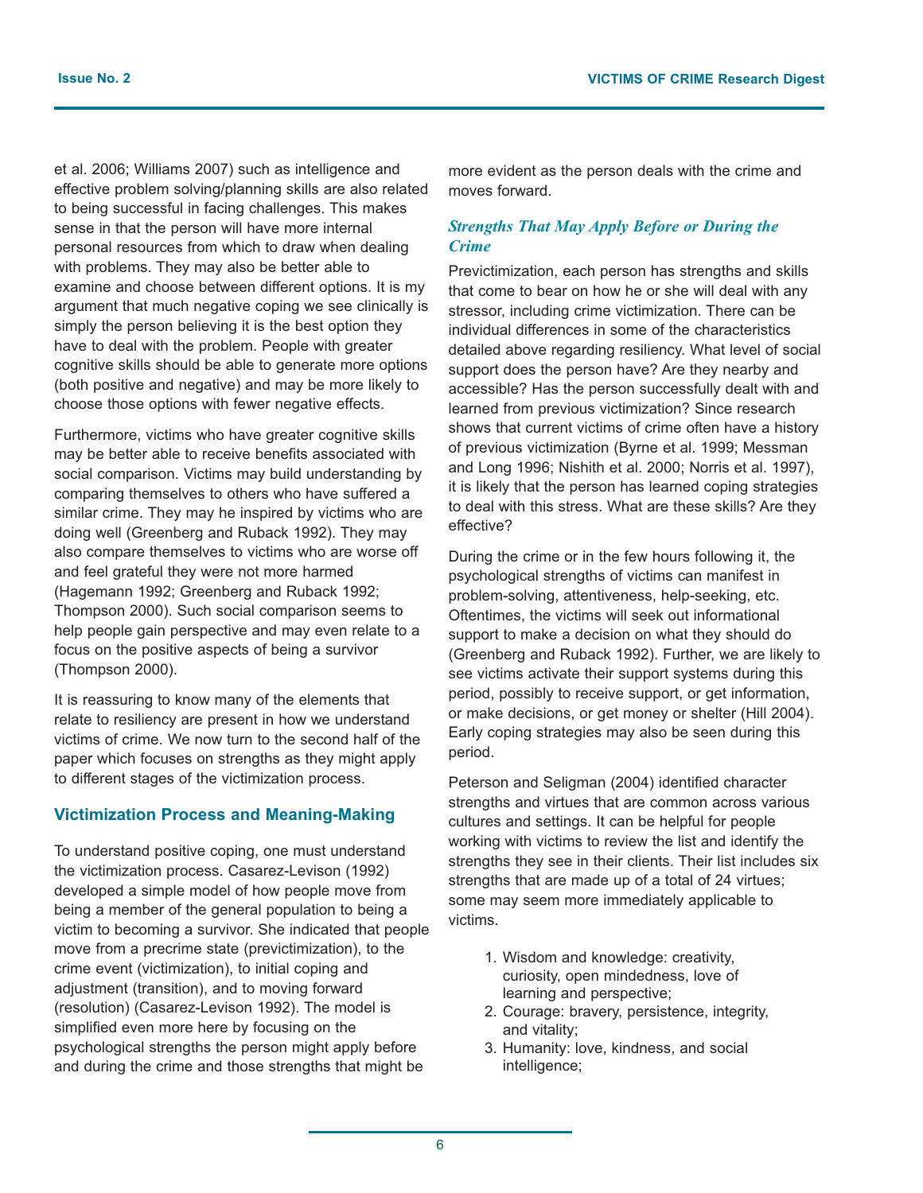et al. 2006; Williams 2007) such as intelligence and effective problem solving/planning skills are also related to being successful in facing challenges. This makes sense in that the person will have more internal personal resources from which to draw when dealing with problems. They may also be better able to examine and choose between different options. It is my argument that much negative coping we see clinically is simply the person believing it is the best option they have to deal with the problem. People with greater cognitive skills should be able to generate more options (both positive and negative) and may be more likely to choose those options with fewer negative effects.

Furthermore, victims who have greater cognitive skills may be better able to receive benefits associated with social comparison. Victims may build understanding by comparing themselves to others who have suffered a similar crime. They may he inspired by victims who are doing well (Greenberg and Ruback 1992). They may also compare themselves to victims who are worse off and feel grateful they were not more harmed (Hagemann 1992; Greenberg and Ruback 1992; Thompson 2000). Such social comparison seems to help people gain perspective and may even relate to a focus on the positive aspects of being a survivor (Thompson 2000).

It is reassuring to know many of the elements that relate to resiliency are present in how we understand victims of crime. We now turn to the second half of the paper which focuses on strengths as they might apply to different stages of the victimization process.

## Victimization Process and Meaning-Making

To understand positive coping, one must understand the victimization process. Casarez-Levison (1992) developed a simple model of how people move from being a member of the general population to being a victim to becoming a survivor. She indicated that people move from a precrime state (previctimization), to the crime event (victimization), to initial coping and adjustment (transition), and to moving forward (resolution) (Casarez-Levison 1992). The model is simplified even more here by focusing on the psychological strengths the person might apply before and during the crime and those strengths that might be more evident as the person deals with the crime and moves forward.

### *Strengths That May Apply Before or During the Crime*

Previctimization, each person has strengths and skills that come to bear on how he or she will deal with any stressor, including crime victimization. There can be individual differences in some of the characteristics detailed above regarding resiliency. What level of social support does the person have? Are they nearby and accessible? Has the person successfully dealt with and learned from previous victimization? Since research shows that current victims of crime often have a history of previous victimization (Byrne et al. 1999; Messman and Long 1996; Nishith et al. 2000; Norris et al. 1997), it is likely that the person has learned coping strategies to deal with this stress. What are these skills? Are they effective?

During the crime or in the few hours following it, the psychological strengths of victims can manifest in problem-solving, attentiveness, help-seeking, etc. Oftentimes, the victims will seek out informational support to make a decision on what they should do (Greenberg and Ruback 1992). Further, we are likely to see victims activate their support systems during this period, possibly to receive support, or get information, or make decisions, or get money or shelter (Hill 2004). Early coping strategies may also be seen during this period.

Peterson and Seligman (2004) identified character strengths and virtues that are common across various cultures and settings. It can be helpful for people working with victims to review the list and identify the strengths they see in their clients. Their list includes six strengths that are made up of a total of 24 virtues; some may seem more immediately applicable to victims.

1. Wisdom and knowledge: creativity, curiosity, open mindedness, love of learning and perspective;
2. Courage: bravery, persistence, integrity, and vitality;
3. Humanity: love, kindness, and social intelligence;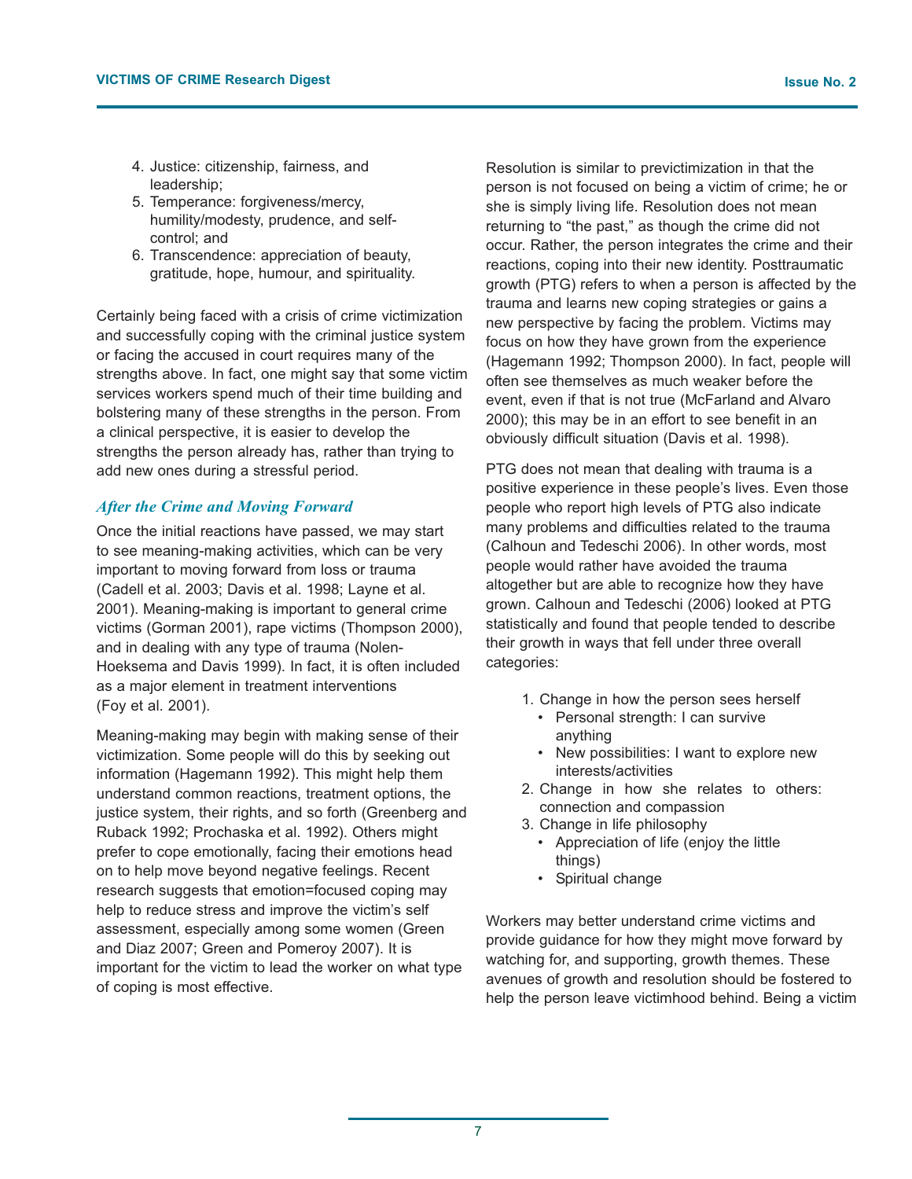4. Justice: citizenship, fairness, and leadership;
5. Temperance: forgiveness/mercy, humility/modesty, prudence, and self-control; and
6. Transcendence: appreciation of beauty, gratitude, hope, humour, and spirituality.

Certainly being faced with a crisis of crime victimization and successfully coping with the criminal justice system or facing the accused in court requires many of the strengths above. In fact, one might say that some victim services workers spend much of their time building and bolstering many of these strengths in the person. From a clinical perspective, it is easier to develop the strengths the person already has, rather than trying to add new ones during a stressful period.

### *After the Crime and Moving Forward*

Once the initial reactions have passed, we may start to see meaning-making activities, which can be very important to moving forward from loss or trauma (Cadell et al. 2003; Davis et al. 1998; Layne et al. 2001). Meaning-making is important to general crime victims (Gorman 2001), rape victims (Thompson 2000), and in dealing with any type of trauma (Nolen-Hoeksema and Davis 1999). In fact, it is often included as a major element in treatment interventions (Foy et al. 2001).

Meaning-making may begin with making sense of their victimization. Some people will do this by seeking out information (Hagemann 1992). This might help them understand common reactions, treatment options, the justice system, their rights, and so forth (Greenberg and Ruback 1992; Prochaska et al. 1992). Others might prefer to cope emotionally, facing their emotions head on to help move beyond negative feelings. Recent research suggests that emotion=focused coping may help to reduce stress and improve the victim's self assessment, especially among some women (Green and Diaz 2007; Green and Pomeroy 2007). It is important for the victim to lead the worker on what type of coping is most effective.

Resolution is similar to previctimization in that the person is not focused on being a victim of crime; he or she is simply living life. Resolution does not mean returning to "the past," as though the crime did not occur. Rather, the person integrates the crime and their reactions, coping into their new identity. Posttraumatic growth (PTG) refers to when a person is affected by the trauma and learns new coping strategies or gains a new perspective by facing the problem. Victims may focus on how they have grown from the experience (Hagemann 1992; Thompson 2000). In fact, people will often see themselves as much weaker before the event, even if that is not true (McFarland and Alvaro 2000); this may be in an effort to see benefit in an obviously difficult situation (Davis et al. 1998).

PTG does not mean that dealing with trauma is a positive experience in these people's lives. Even those people who report high levels of PTG also indicate many problems and difficulties related to the trauma (Calhoun and Tedeschi 2006). In other words, most people would rather have avoided the trauma altogether but are able to recognize how they have grown. Calhoun and Tedeschi (2006) looked at PTG statistically and found that people tended to describe their growth in ways that fell under three overall categories:

1. Change in how the person sees herself
   - Personal strength: I can survive anything
   - New possibilities: I want to explore new interests/activities
2. Change in how she relates to others: connection and compassion
3. Change in life philosophy
   - Appreciation of life (enjoy the little things)
   - Spiritual change

Workers may better understand crime victims and provide guidance for how they might move forward by watching for, and supporting, growth themes. These avenues of growth and resolution should be fostered to help the person leave victimhood behind. Being a victim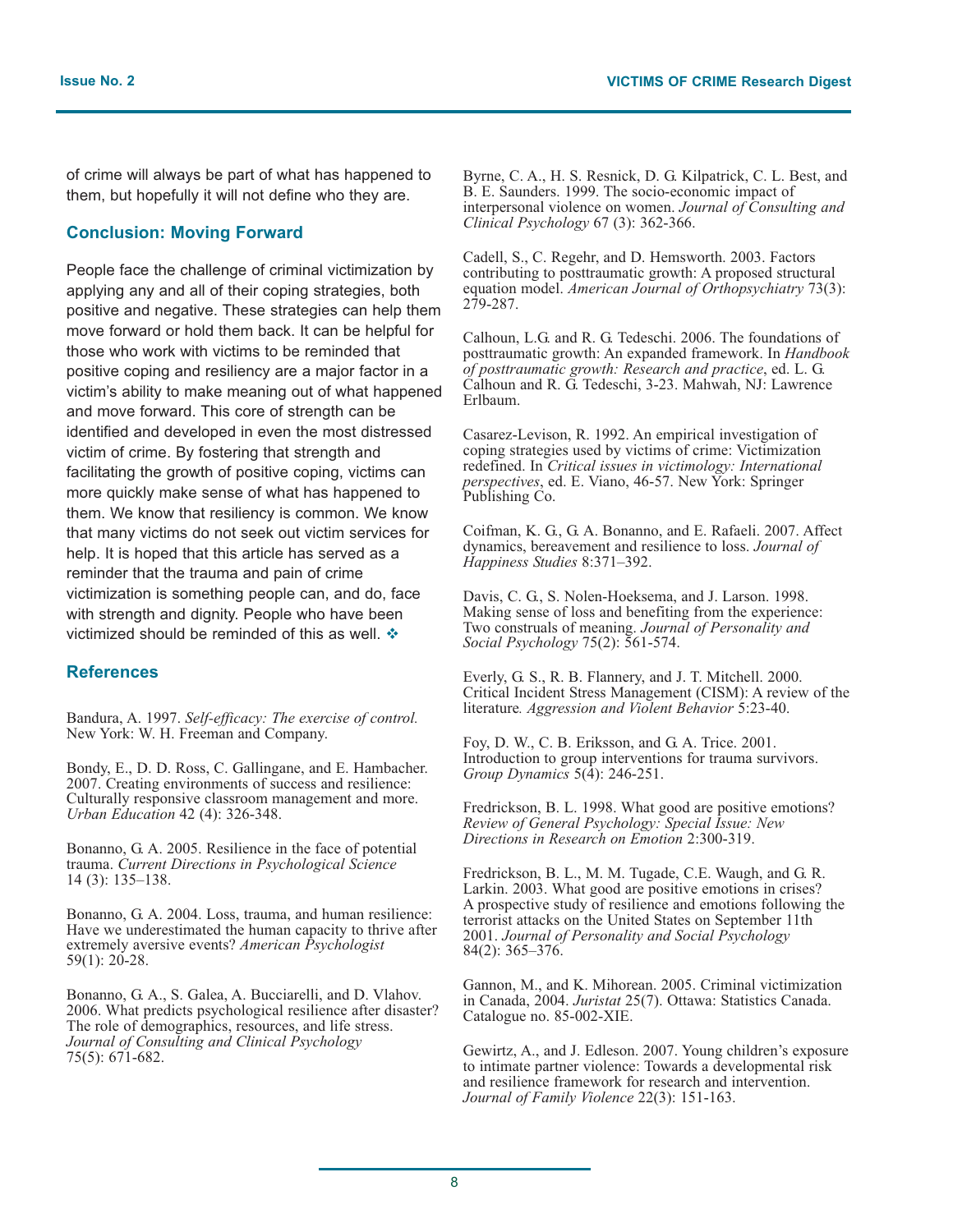of crime will always be part of what has happened to them, but hopefully it will not define who they are.

## Conclusion: Moving Forward

People face the challenge of criminal victimization by applying any and all of their coping strategies, both positive and negative. These strategies can help them move forward or hold them back. It can be helpful for those who work with victims to be reminded that positive coping and resiliency are a major factor in a victim's ability to make meaning out of what happened and move forward. This core of strength can be identified and developed in even the most distressed victim of crime. By fostering that strength and facilitating the growth of positive coping, victims can more quickly make sense of what has happened to them. We know that resiliency is common. We know that many victims do not seek out victim services for help. It is hoped that this article has served as a reminder that the trauma and pain of crime victimization is something people can, and do, face with strength and dignity. People who have been victimized should be reminded of this as well. ❖

## References

Bandura, A. 1997. *Self-efficacy: The exercise of control.* New York: W. H. Freeman and Company.

Bondy, E., D. D. Ross, C. Gallingane, and E. Hambacher. 2007. Creating environments of success and resilience: Culturally responsive classroom management and more. *Urban Education* 42 (4): 326-348.

Bonanno, G. A. 2005. Resilience in the face of potential trauma. *Current Directions in Psychological Science* 14 (3): 135–138.

Bonanno, G. A. 2004. Loss, trauma, and human resilience: Have we underestimated the human capacity to thrive after extremely aversive events? *American Psychologist* 59(1): 20-28.

Bonanno, G. A., S. Galea, A. Bucciarelli, and D. Vlahov. 2006. What predicts psychological resilience after disaster? The role of demographics, resources, and life stress. *Journal of Consulting and Clinical Psychology* 75(5): 671-682.

Byrne, C. A., H. S. Resnick, D. G. Kilpatrick, C. L. Best, and B. E. Saunders. 1999. The socio-economic impact of interpersonal violence on women. *Journal of Consulting and Clinical Psychology* 67 (3): 362-366.

Cadell, S., C. Regehr, and D. Hemsworth. 2003. Factors contributing to posttraumatic growth: A proposed structural equation model. *American Journal of Orthopsychiatry* 73(3): 279-287.

Calhoun, L.G. and R. G. Tedeschi. 2006. The foundations of posttraumatic growth: An expanded framework. In *Handbook of posttraumatic growth: Research and practice*, ed. L. G. Calhoun and R. G. Tedeschi, 3-23. Mahwah, NJ: Lawrence Erlbaum.

Casarez-Levison, R. 1992. An empirical investigation of coping strategies used by victims of crime: Victimization redefined. In *Critical issues in victimology: International perspectives*, ed. E. Viano, 46-57. New York: Springer Publishing Co.

Coifman, K. G., G. A. Bonanno, and E. Rafaeli. 2007. Affect dynamics, bereavement and resilience to loss. *Journal of Happiness Studies* 8:371–392.

Davis, C. G., S. Nolen-Hoeksema, and J. Larson. 1998. Making sense of loss and benefiting from the experience: Two construals of meaning. *Journal of Personality and Social Psychology* 75(2): 561-574.

Everly, G. S., R. B. Flannery, and J. T. Mitchell. 2000. Critical Incident Stress Management (CISM): A review of the literature*. Aggression and Violent Behavior* 5:23-40.

Foy, D. W., C. B. Eriksson, and G. A. Trice. 2001. Introduction to group interventions for trauma survivors. *Group Dynamics* 5(4): 246-251.

Fredrickson, B. L. 1998. What good are positive emotions? *Review of General Psychology: Special Issue: New Directions in Research on Emotion* 2:300-319.

Fredrickson, B. L., M. M. Tugade, C.E. Waugh, and G. R. Larkin. 2003. What good are positive emotions in crises? A prospective study of resilience and emotions following the terrorist attacks on the United States on September 11th 2001. *Journal of Personality and Social Psychology* 84(2): 365–376.

Gannon, M., and K. Mihorean. 2005. Criminal victimization in Canada, 2004. *Juristat* 25(7). Ottawa: Statistics Canada. Catalogue no. 85-002-XIE.

Gewirtz, A., and J. Edleson. 2007. Young children's exposure to intimate partner violence: Towards a developmental risk and resilience framework for research and intervention. *Journal of Family Violence* 22(3): 151-163.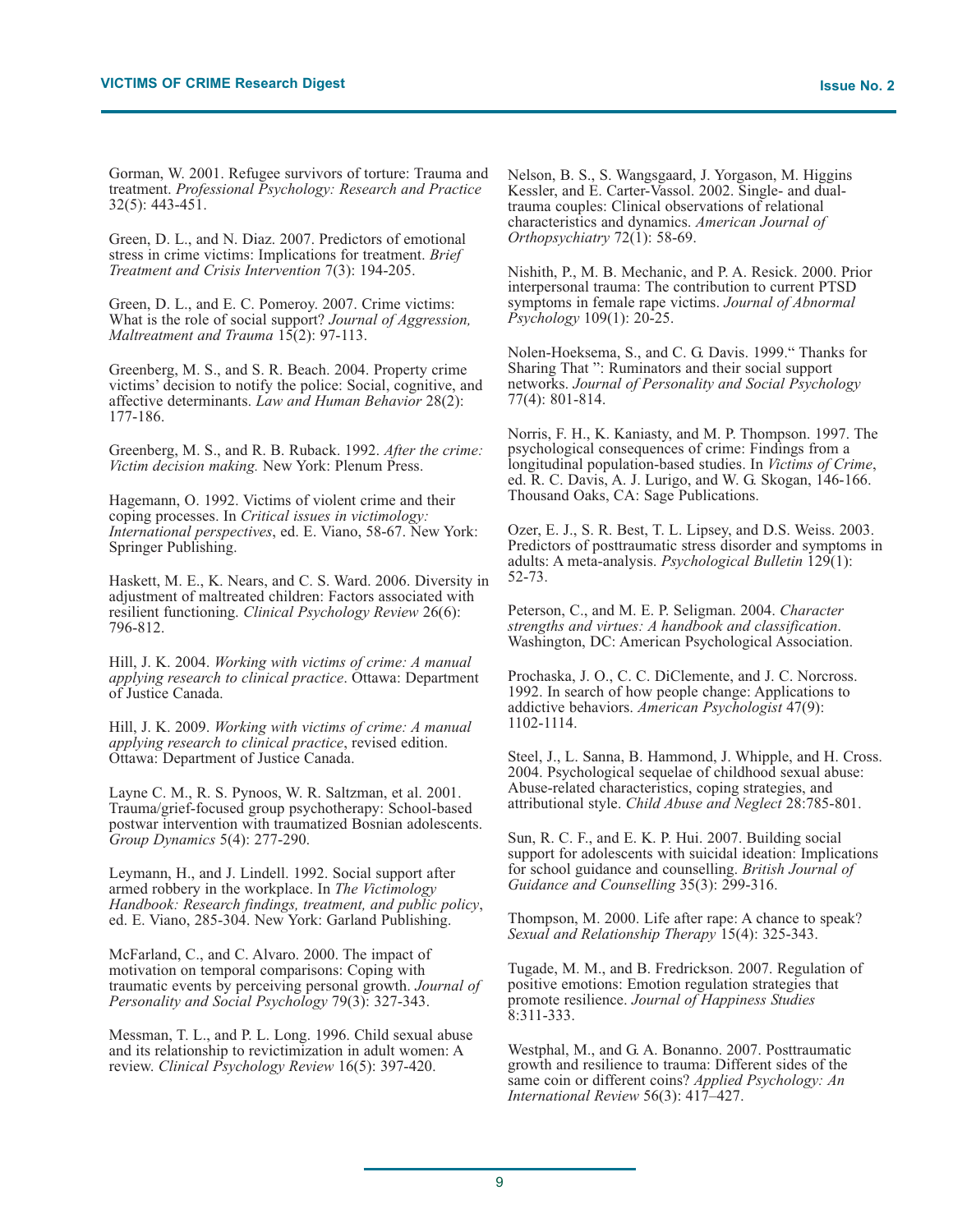Gorman, W. 2001. Refugee survivors of torture: Trauma and treatment. *Professional Psychology: Research and Practice* 32(5): 443-451.

Green, D. L., and N. Diaz. 2007. Predictors of emotional stress in crime victims: Implications for treatment. *Brief Treatment and Crisis Intervention* 7(3): 194-205.

Green, D. L., and E. C. Pomeroy. 2007. Crime victims: What is the role of social support? *Journal of Aggression, Maltreatment and Trauma* 15(2): 97-113.

Greenberg, M. S., and S. R. Beach. 2004. Property crime victims' decision to notify the police: Social, cognitive, and affective determinants. *Law and Human Behavior* 28(2): 177-186.

Greenberg, M. S., and R. B. Ruback. 1992. *After the crime: Victim decision making.* New York: Plenum Press.

Hagemann, O. 1992. Victims of violent crime and their coping processes. In *Critical issues in victimology: International perspectives*, ed. E. Viano, 58-67. New York: Springer Publishing.

Haskett, M. E., K. Nears, and C. S. Ward. 2006. Diversity in adjustment of maltreated children: Factors associated with resilient functioning. *Clinical Psychology Review* 26(6): 796-812.

Hill, J. K. 2004. *Working with victims of crime: A manual applying research to clinical practice*. Ottawa: Department of Justice Canada.

Hill, J. K. 2009. *Working with victims of crime: A manual applying research to clinical practice*, revised edition. Ottawa: Department of Justice Canada.

Layne C. M., R. S. Pynoos, W. R. Saltzman, et al. 2001. Trauma/grief-focused group psychotherapy: School-based postwar intervention with traumatized Bosnian adolescents. *Group Dynamics* 5(4): 277-290.

Leymann, H., and J. Lindell. 1992. Social support after armed robbery in the workplace. In *The Victimology Handbook: Research findings, treatment, and public policy*, ed. E. Viano, 285-304. New York: Garland Publishing.

McFarland, C., and C. Alvaro. 2000. The impact of motivation on temporal comparisons: Coping with traumatic events by perceiving personal growth. *Journal of Personality and Social Psychology* 79(3): 327-343.

Messman, T. L., and P. L. Long. 1996. Child sexual abuse and its relationship to revictimization in adult women: A review. *Clinical Psychology Review* 16(5): 397-420.

Nelson, B. S., S. Wangsgaard, J. Yorgason, M. Higgins Kessler, and E. Carter-Vassol. 2002. Single- and dual-trauma couples: Clinical observations of relational characteristics and dynamics. *American Journal of Orthopsychiatry* 72(1): 58-69.

Nishith, P., M. B. Mechanic, and P. A. Resick. 2000. Prior interpersonal trauma: The contribution to current PTSD symptoms in female rape victims. *Journal of Abnormal Psychology* 109(1): 20-25.

Nolen-Hoeksema, S., and C. G. Davis. 1999." Thanks for Sharing That ": Ruminators and their social support networks. *Journal of Personality and Social Psychology* 77(4): 801-814.

Norris, F. H., K. Kaniasty, and M. P. Thompson. 1997. The psychological consequences of crime: Findings from a longitudinal population-based studies. In *Victims of Crime*, ed. R. C. Davis, A. J. Lurigo, and W. G. Skogan, 146-166. Thousand Oaks, CA: Sage Publications.

Ozer, E. J., S. R. Best, T. L. Lipsey, and D.S. Weiss. 2003. Predictors of posttraumatic stress disorder and symptoms in adults: A meta-analysis. *Psychological Bulletin* 129(1): 52-73.

Peterson, C., and M. E. P. Seligman. 2004. *Character strengths and virtues: A handbook and classification*. Washington, DC: American Psychological Association.

Prochaska, J. O., C. C. DiClemente, and J. C. Norcross. 1992. In search of how people change: Applications to addictive behaviors. *American Psychologist* 47(9): 1102-1114.

Steel, J., L. Sanna, B. Hammond, J. Whipple, and H. Cross. 2004. Psychological sequelae of childhood sexual abuse: Abuse-related characteristics, coping strategies, and attributional style. *Child Abuse and Neglect* 28:785-801.

Sun, R. C. F., and E. K. P. Hui. 2007. Building social support for adolescents with suicidal ideation: Implications for school guidance and counselling. *British Journal of Guidance and Counselling* 35(3): 299-316.

Thompson, M. 2000. Life after rape: A chance to speak? *Sexual and Relationship Therapy* 15(4): 325-343.

Tugade, M. M., and B. Fredrickson. 2007. Regulation of positive emotions: Emotion regulation strategies that promote resilience. *Journal of Happiness Studies* 8:311-333.

Westphal, M., and G. A. Bonanno. 2007. Posttraumatic growth and resilience to trauma: Different sides of the same coin or different coins? *Applied Psychology: An International Review* 56(3): 417–427.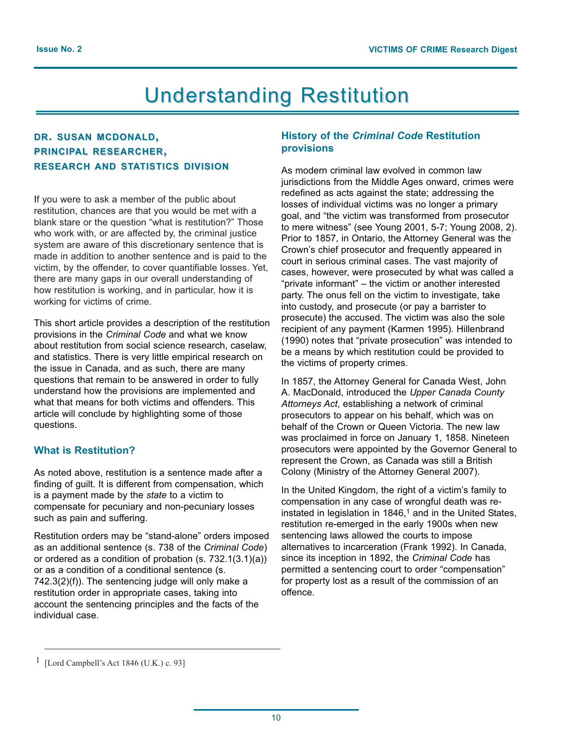# Understanding Restitution

**DR. SUSAN MCDONALD,**
**PRINCIPAL RESEARCHER,**
**RESEARCH AND STATISTICS DIVISION**

If you were to ask a member of the public about restitution, chances are that you would be met with a blank stare or the question "what is restitution?" Those who work with, or are affected by, the criminal justice system are aware of this discretionary sentence that is made in addition to another sentence and is paid to the victim, by the offender, to cover quantifiable losses. Yet, there are many gaps in our overall understanding of how restitution is working, and in particular, how it is working for victims of crime.

This short article provides a description of the restitution provisions in the *Criminal Code* and what we know about restitution from social science research, caselaw, and statistics. There is very little empirical research on the issue in Canada, and as such, there are many questions that remain to be answered in order to fully understand how the provisions are implemented and what that means for both victims and offenders. This article will conclude by highlighting some of those questions.

## What is Restitution?

As noted above, restitution is a sentence made after a finding of guilt. It is different from compensation, which is a payment made by the *state* to a victim to compensate for pecuniary and non-pecuniary losses such as pain and suffering.

Restitution orders may be "stand-alone" orders imposed as an additional sentence (s. 738 of the *Criminal Code*) or ordered as a condition of probation (s. 732.1(3.1)(a)) or as a condition of a conditional sentence (s. 742.3(2)(f)). The sentencing judge will only make a restitution order in appropriate cases, taking into account the sentencing principles and the facts of the individual case.

## History of the *Criminal Code* Restitution provisions

As modern criminal law evolved in common law jurisdictions from the Middle Ages onward, crimes were redefined as acts against the state; addressing the losses of individual victims was no longer a primary goal, and "the victim was transformed from prosecutor to mere witness" (see Young 2001, 5-7; Young 2008, 2). Prior to 1857, in Ontario, the Attorney General was the Crown's chief prosecutor and frequently appeared in court in serious criminal cases. The vast majority of cases, however, were prosecuted by what was called a "private informant" – the victim or another interested party. The onus fell on the victim to investigate, take into custody, and prosecute (or pay a barrister to prosecute) the accused. The victim was also the sole recipient of any payment (Karmen 1995). Hillenbrand (1990) notes that "private prosecution" was intended to be a means by which restitution could be provided to the victims of property crimes.

In 1857, the Attorney General for Canada West, John A. MacDonald, introduced the *Upper Canada County Attorneys Act*, establishing a network of criminal prosecutors to appear on his behalf, which was on behalf of the Crown or Queen Victoria. The new law was proclaimed in force on January 1, 1858. Nineteen prosecutors were appointed by the Governor General to represent the Crown, as Canada was still a British Colony (Ministry of the Attorney General 2007).

In the United Kingdom, the right of a victim's family to compensation in any case of wrongful death was re-instated in legislation in 1846,[1] and in the United States, restitution re-emerged in the early 1900s when new sentencing laws allowed the courts to impose alternatives to incarceration (Frank 1992). In Canada, since its inception in 1892, the *Criminal Code* has permitted a sentencing court to order "compensation" for property lost as a result of the commission of an offence.

---

[1] [Lord Campbell's Act 1846 (U.K.) c. 93]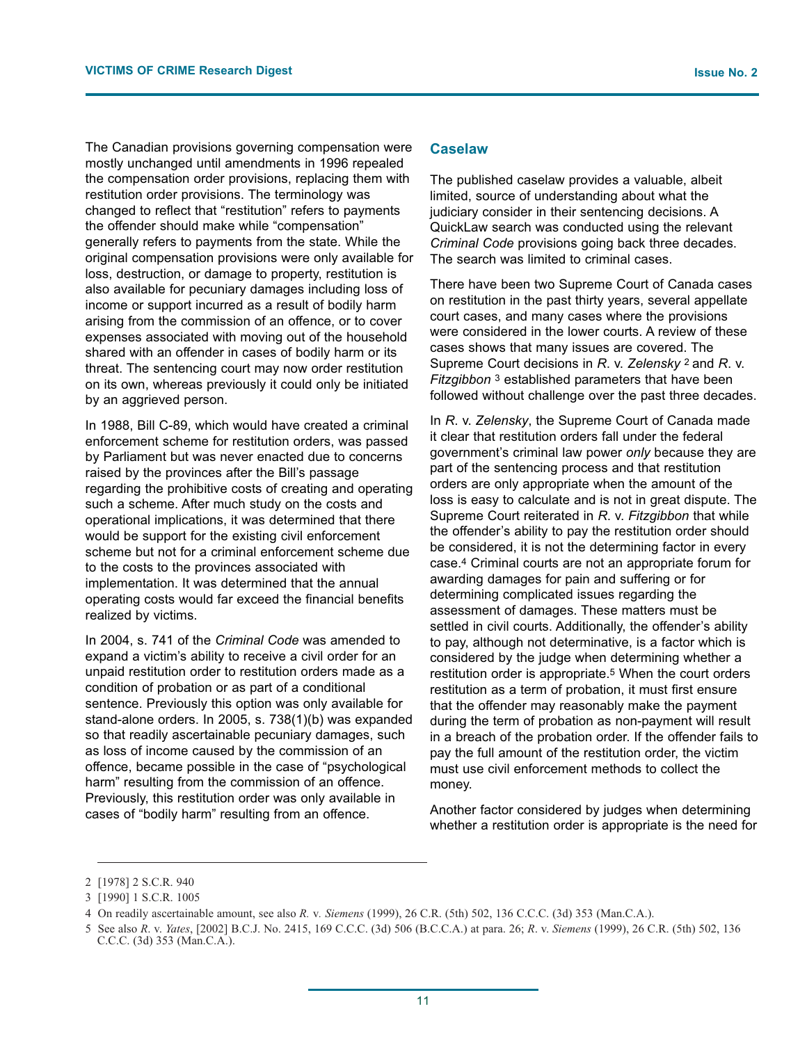The Canadian provisions governing compensation were mostly unchanged until amendments in 1996 repealed the compensation order provisions, replacing them with restitution order provisions. The terminology was changed to reflect that "restitution" refers to payments the offender should make while "compensation" generally refers to payments from the state. While the original compensation provisions were only available for loss, destruction, or damage to property, restitution is also available for pecuniary damages including loss of income or support incurred as a result of bodily harm arising from the commission of an offence, or to cover expenses associated with moving out of the household shared with an offender in cases of bodily harm or its threat. The sentencing court may now order restitution on its own, whereas previously it could only be initiated by an aggrieved person.

In 1988, Bill C-89, which would have created a criminal enforcement scheme for restitution orders, was passed by Parliament but was never enacted due to concerns raised by the provinces after the Bill's passage regarding the prohibitive costs of creating and operating such a scheme. After much study on the costs and operational implications, it was determined that there would be support for the existing civil enforcement scheme but not for a criminal enforcement scheme due to the costs to the provinces associated with implementation. It was determined that the annual operating costs would far exceed the financial benefits realized by victims.

In 2004, s. 741 of the *Criminal Code* was amended to expand a victim's ability to receive a civil order for an unpaid restitution order to restitution orders made as a condition of probation or as part of a conditional sentence. Previously this option was only available for stand-alone orders. In 2005, s. 738(1)(b) was expanded so that readily ascertainable pecuniary damages, such as loss of income caused by the commission of an offence, became possible in the case of "psychological harm" resulting from the commission of an offence. Previously, this restitution order was only available in cases of "bodily harm" resulting from an offence.

## Caselaw

The published caselaw provides a valuable, albeit limited, source of understanding about what the judiciary consider in their sentencing decisions. A QuickLaw search was conducted using the relevant *Criminal Code* provisions going back three decades. The search was limited to criminal cases.

There have been two Supreme Court of Canada cases on restitution in the past thirty years, several appellate court cases, and many cases where the provisions were considered in the lower courts. A review of these cases shows that many issues are covered. The Supreme Court decisions in *R.* v. *Zelensky* [2] and *R.* v. *Fitzgibbon* [3] established parameters that have been followed without challenge over the past three decades.

In *R.* v. *Zelensky*, the Supreme Court of Canada made it clear that restitution orders fall under the federal government's criminal law power *only* because they are part of the sentencing process and that restitution orders are only appropriate when the amount of the loss is easy to calculate and is not in great dispute. The Supreme Court reiterated in *R.* v. *Fitzgibbon* that while the offender's ability to pay the restitution order should be considered, it is not the determining factor in every case.[4] Criminal courts are not an appropriate forum for awarding damages for pain and suffering or for determining complicated issues regarding the assessment of damages. These matters must be settled in civil courts. Additionally, the offender's ability to pay, although not determinative, is a factor which is considered by the judge when determining whether a restitution order is appropriate.[5] When the court orders restitution as a term of probation, it must first ensure that the offender may reasonably make the payment during the term of probation as non-payment will result in a breach of the probation order. If the offender fails to pay the full amount of the restitution order, the victim must use civil enforcement methods to collect the money.

Another factor considered by judges when determining whether a restitution order is appropriate is the need for

---

2 [1978] 2 S.C.R. 940

3 [1990] 1 S.C.R. 1005

4 On readily ascertainable amount, see also *R.* v. *Siemens* (1999), 26 C.R. (5th) 502, 136 C.C.C. (3d) 353 (Man.C.A.).

5 See also *R.* v. *Yates*, [2002] B.C.J. No. 2415, 169 C.C.C. (3d) 506 (B.C.C.A.) at para. 26; *R.* v. *Siemens* (1999), 26 C.R. (5th) 502, 136 C.C.C. (3d) 353 (Man.C.A.).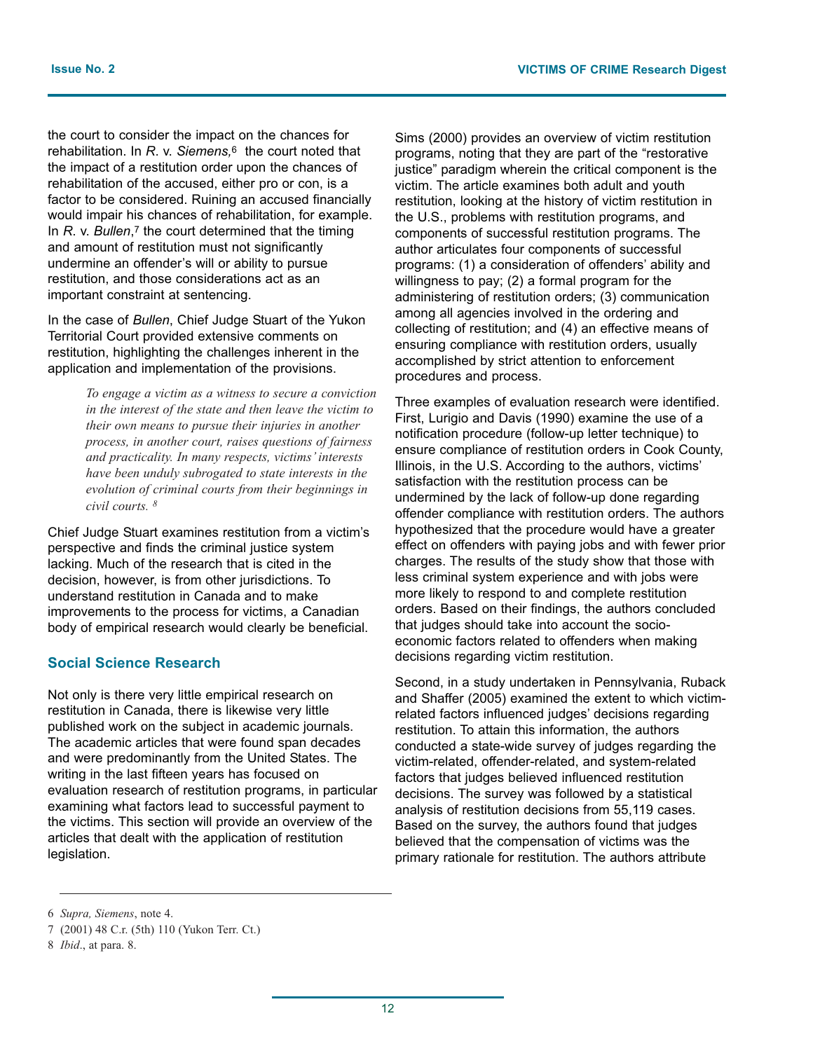the court to consider the impact on the chances for rehabilitation. In *R.* v. *Siemens,*[6] the court noted that the impact of a restitution order upon the chances of rehabilitation of the accused, either pro or con, is a factor to be considered. Ruining an accused financially would impair his chances of rehabilitation, for example. In *R.* v. *Bullen*,[7] the court determined that the timing and amount of restitution must not significantly undermine an offender's will or ability to pursue restitution, and those considerations act as an important constraint at sentencing.

In the case of *Bullen*, Chief Judge Stuart of the Yukon Territorial Court provided extensive comments on restitution, highlighting the challenges inherent in the application and implementation of the provisions.

> *To engage a victim as a witness to secure a conviction in the interest of the state and then leave the victim to their own means to pursue their injuries in another process, in another court, raises questions of fairness and practicality. In many respects, victims' interests have been unduly subrogated to state interests in the evolution of criminal courts from their beginnings in civil courts.* [8]

Chief Judge Stuart examines restitution from a victim's perspective and finds the criminal justice system lacking. Much of the research that is cited in the decision, however, is from other jurisdictions. To understand restitution in Canada and to make improvements to the process for victims, a Canadian body of empirical research would clearly be beneficial.

## Social Science Research

Not only is there very little empirical research on restitution in Canada, there is likewise very little published work on the subject in academic journals. The academic articles that were found span decades and were predominantly from the United States. The writing in the last fifteen years has focused on evaluation research of restitution programs, in particular examining what factors lead to successful payment to the victims. This section will provide an overview of the articles that dealt with the application of restitution legislation.

Sims (2000) provides an overview of victim restitution programs, noting that they are part of the "restorative justice" paradigm wherein the critical component is the victim. The article examines both adult and youth restitution, looking at the history of victim restitution in the U.S., problems with restitution programs, and components of successful restitution programs. The author articulates four components of successful programs: (1) a consideration of offenders' ability and willingness to pay; (2) a formal program for the administering of restitution orders; (3) communication among all agencies involved in the ordering and collecting of restitution; and (4) an effective means of ensuring compliance with restitution orders, usually accomplished by strict attention to enforcement procedures and process.

Three examples of evaluation research were identified. First, Lurigio and Davis (1990) examine the use of a notification procedure (follow-up letter technique) to ensure compliance of restitution orders in Cook County, Illinois, in the U.S. According to the authors, victims' satisfaction with the restitution process can be undermined by the lack of follow-up done regarding offender compliance with restitution orders. The authors hypothesized that the procedure would have a greater effect on offenders with paying jobs and with fewer prior charges. The results of the study show that those with less criminal system experience and with jobs were more likely to respond to and complete restitution orders. Based on their findings, the authors concluded that judges should take into account the socio-economic factors related to offenders when making decisions regarding victim restitution.

Second, in a study undertaken in Pennsylvania, Ruback and Shaffer (2005) examined the extent to which victim-related factors influenced judges' decisions regarding restitution. To attain this information, the authors conducted a state-wide survey of judges regarding the victim-related, offender-related, and system-related factors that judges believed influenced restitution decisions. The survey was followed by a statistical analysis of restitution decisions from 55,119 cases. Based on the survey, the authors found that judges believed that the compensation of victims was the primary rationale for restitution. The authors attribute

---

6 *Supra, Siemens*, note 4.

7 (2001) 48 C.r. (5th) 110 (Yukon Terr. Ct.)

8 *Ibid*., at para. 8.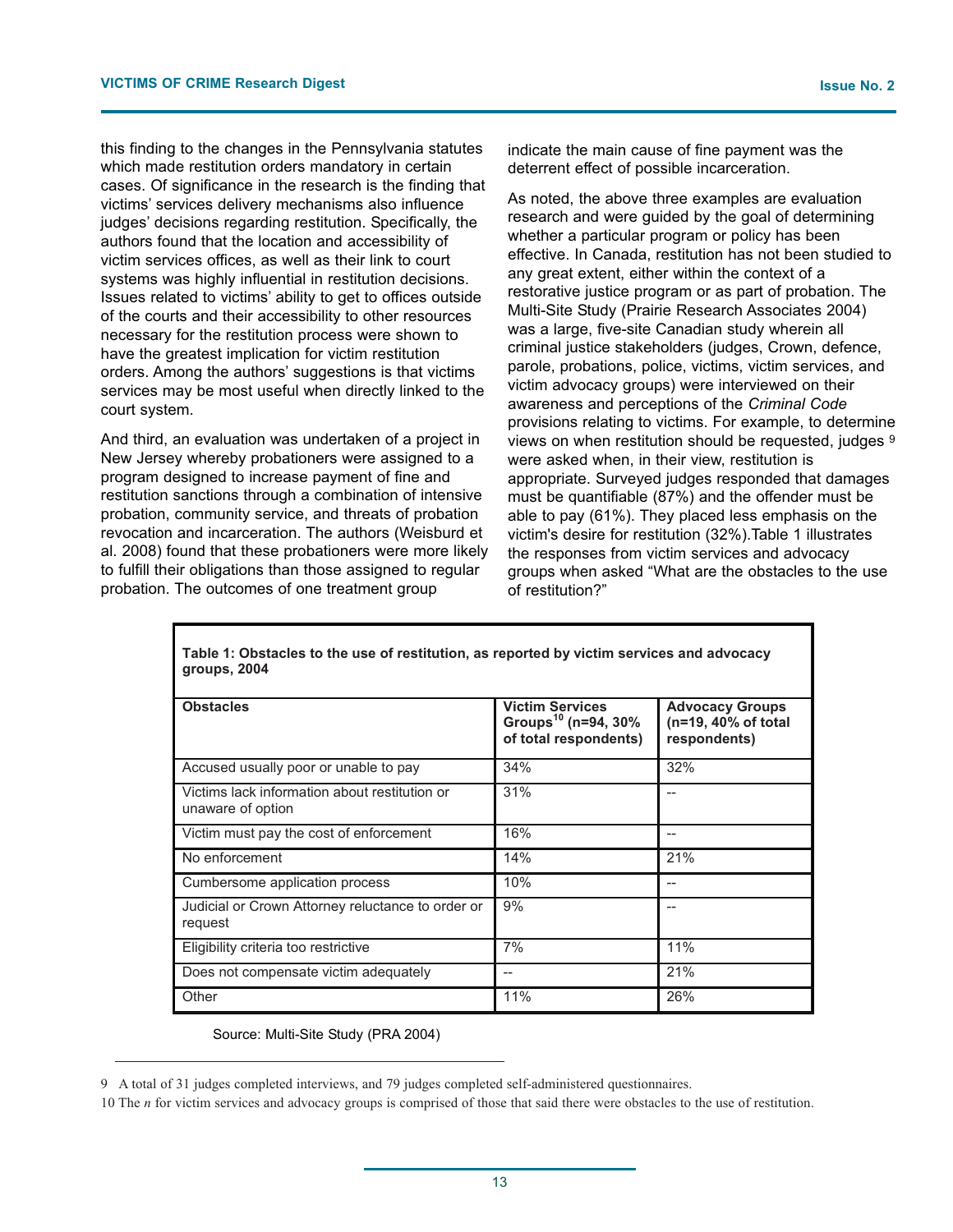this finding to the changes in the Pennsylvania statutes which made restitution orders mandatory in certain cases. Of significance in the research is the finding that victims' services delivery mechanisms also influence judges' decisions regarding restitution. Specifically, the authors found that the location and accessibility of victim services offices, as well as their link to court systems was highly influential in restitution decisions. Issues related to victims' ability to get to offices outside of the courts and their accessibility to other resources necessary for the restitution process were shown to have the greatest implication for victim restitution orders. Among the authors' suggestions is that victims services may be most useful when directly linked to the court system.

And third, an evaluation was undertaken of a project in New Jersey whereby probationers were assigned to a program designed to increase payment of fine and restitution sanctions through a combination of intensive probation, community service, and threats of probation revocation and incarceration. The authors (Weisburd et al. 2008) found that these probationers were more likely to fulfill their obligations than those assigned to regular probation. The outcomes of one treatment group indicate the main cause of fine payment was the deterrent effect of possible incarceration.

As noted, the above three examples are evaluation research and were guided by the goal of determining whether a particular program or policy has been effective. In Canada, restitution has not been studied to any great extent, either within the context of a restorative justice program or as part of probation. The Multi-Site Study (Prairie Research Associates 2004) was a large, five-site Canadian study wherein all criminal justice stakeholders (judges, Crown, defence, parole, probations, police, victims, victim services, and victim advocacy groups) were interviewed on their awareness and perceptions of the *Criminal Code* provisions relating to victims. For example, to determine views on when restitution should be requested, judges [9] were asked when, in their view, restitution is appropriate. Surveyed judges responded that damages must be quantifiable (87%) and the offender must be able to pay (61%). They placed less emphasis on the victim's desire for restitution (32%).Table 1 illustrates the responses from victim services and advocacy groups when asked "What are the obstacles to the use of restitution?"

**Table 1: Obstacles to the use of restitution, as reported by victim services and advocacy groups, 2004**

| Obstacles | Victim Services Groups[10] (n=94, 30% of total respondents) | Advocacy Groups (n=19, 40% of total respondents) |
|---|---|---|
| Accused usually poor or unable to pay | 34% | 32% |
| Victims lack information about restitution or unaware of option | 31% | -- |
| Victim must pay the cost of enforcement | 16% | -- |
| No enforcement | 14% | 21% |
| Cumbersome application process | 10% | -- |
| Judicial or Crown Attorney reluctance to order or request | 9% | -- |
| Eligibility criteria too restrictive | 7% | 11% |
| Does not compensate victim adequately | -- | 21% |
| Other | 11% | 26% |

Source: Multi-Site Study (PRA 2004)

9 A total of 31 judges completed interviews, and 79 judges completed self-administered questionnaires.

10 The *n* for victim services and advocacy groups is comprised of those that said there were obstacles to the use of restitution.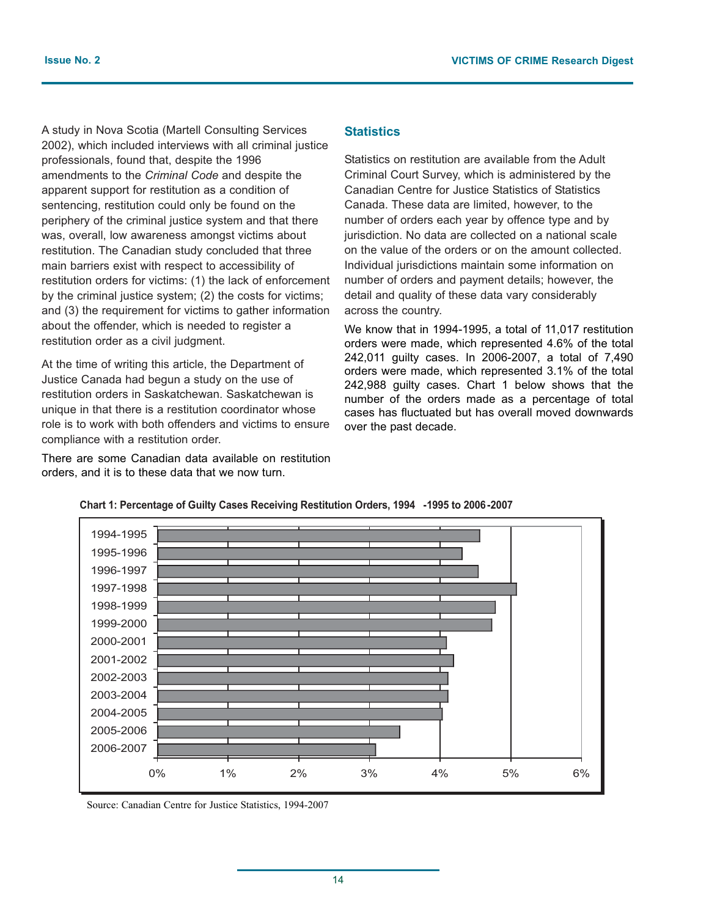A study in Nova Scotia (Martell Consulting Services 2002), which included interviews with all criminal justice professionals, found that, despite the 1996 amendments to the *Criminal Code* and despite the apparent support for restitution as a condition of sentencing, restitution could only be found on the periphery of the criminal justice system and that there was, overall, low awareness amongst victims about restitution. The Canadian study concluded that three main barriers exist with respect to accessibility of restitution orders for victims: (1) the lack of enforcement by the criminal justice system; (2) the costs for victims; and (3) the requirement for victims to gather information about the offender, which is needed to register a restitution order as a civil judgment.

At the time of writing this article, the Department of Justice Canada had begun a study on the use of restitution orders in Saskatchewan. Saskatchewan is unique in that there is a restitution coordinator whose role is to work with both offenders and victims to ensure compliance with a restitution order.

There are some Canadian data available on restitution orders, and it is to these data that we now turn.

## Statistics

Statistics on restitution are available from the Adult Criminal Court Survey, which is administered by the Canadian Centre for Justice Statistics of Statistics Canada. These data are limited, however, to the number of orders each year by offence type and by jurisdiction. No data are collected on a national scale on the value of the orders or on the amount collected. Individual jurisdictions maintain some information on number of orders and payment details; however, the detail and quality of these data vary considerably across the country.

We know that in 1994-1995, a total of 11,017 restitution orders were made, which represented 4.6% of the total 242,011 guilty cases. In 2006-2007, a total of 7,490 orders were made, which represented 3.1% of the total 242,988 guilty cases. Chart 1 below shows that the number of the orders made as a percentage of total cases has fluctuated but has overall moved downwards over the past decade.

**Chart 1: Percentage of Guilty Cases Receiving Restitution Orders, 1994 -1995 to 2006-2007**

1994-1995
1995-1996
1996-1997
1997-1998
1998-1999
1999-2000
2000-2001
2001-2002
2002-2003
2003-2004
2004-2005
2005-2006
2006-2007

0% 1% 2% 3% 4% 5% 6%

Source: Canadian Centre for Justice Statistics, 1994-2007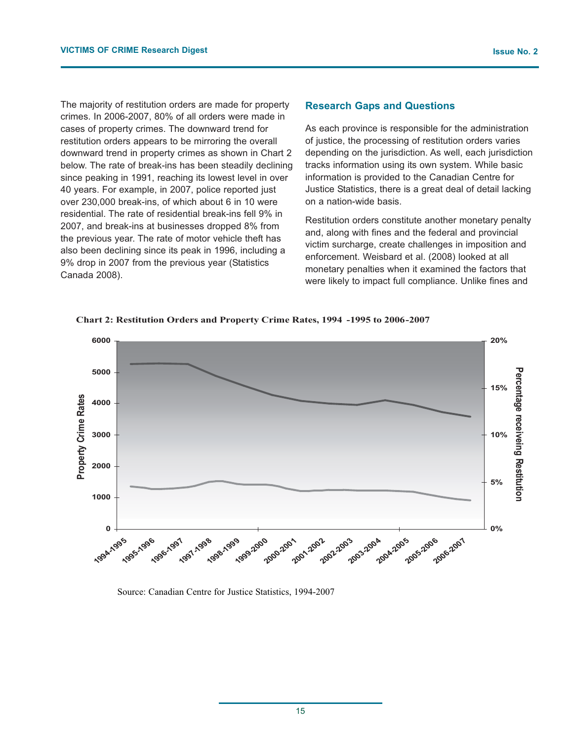The majority of restitution orders are made for property crimes. In 2006-2007, 80% of all orders were made in cases of property crimes. The downward trend for restitution orders appears to be mirroring the overall downward trend in property crimes as shown in Chart 2 below. The rate of break-ins has been steadily declining since peaking in 1991, reaching its lowest level in over 40 years. For example, in 2007, police reported just over 230,000 break-ins, of which about 6 in 10 were residential. The rate of residential break-ins fell 9% in 2007, and break-ins at businesses dropped 8% from the previous year. The rate of motor vehicle theft has also been declining since its peak in 1996, including a 9% drop in 2007 from the previous year (Statistics Canada 2008).

## Research Gaps and Questions

As each province is responsible for the administration of justice, the processing of restitution orders varies depending on the jurisdiction. As well, each jurisdiction tracks information using its own system. While basic information is provided to the Canadian Centre for Justice Statistics, there is a great deal of detail lacking on a nation-wide basis.

Restitution orders constitute another monetary penalty and, along with fines and the federal and provincial victim surcharge, create challenges in imposition and enforcement. Weisbard et al. (2008) looked at all monetary penalties when it examined the factors that were likely to impact full compliance. Unlike fines and

**Chart 2: Restitution Orders and Property Crime Rates, 1994 -1995 to 2006-2007**

Property Crime Rates

6000
5000
4000
3000
2000
1000
0

Percentage receiveing Restitution

20%
15%
10%
5%
0%

1994-1995, 1995-1996, 1996-1997, 1997-1998, 1998-1999, 1999-2000, 2000-2001, 2001-2002, 2002-2003, 2003-2004, 2004-2005, 2005-2006, 2006-2007

Source: Canadian Centre for Justice Statistics, 1994-2007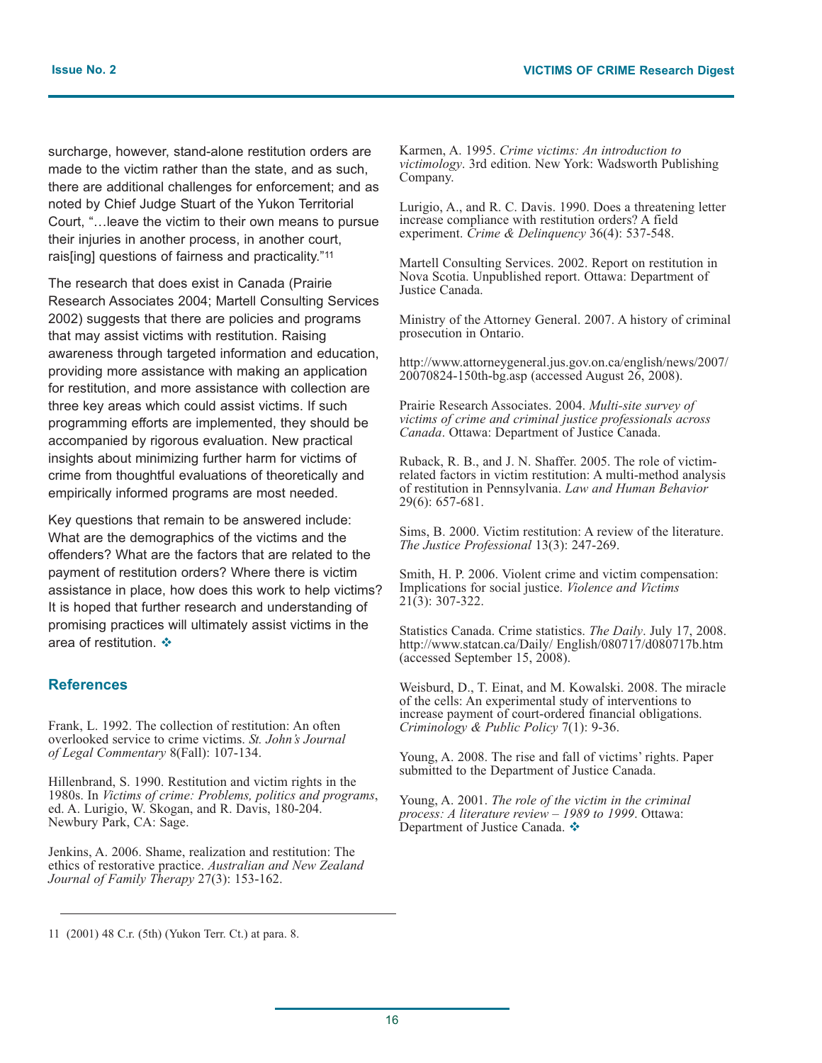surcharge, however, stand-alone restitution orders are made to the victim rather than the state, and as such, there are additional challenges for enforcement; and as noted by Chief Judge Stuart of the Yukon Territorial Court, "…leave the victim to their own means to pursue their injuries in another process, in another court, rais[ing] questions of fairness and practicality."[11]

The research that does exist in Canada (Prairie Research Associates 2004; Martell Consulting Services 2002) suggests that there are policies and programs that may assist victims with restitution. Raising awareness through targeted information and education, providing more assistance with making an application for restitution, and more assistance with collection are three key areas which could assist victims. If such programming efforts are implemented, they should be accompanied by rigorous evaluation. New practical insights about minimizing further harm for victims of crime from thoughtful evaluations of theoretically and empirically informed programs are most needed.

Key questions that remain to be answered include: What are the demographics of the victims and the offenders? What are the factors that are related to the payment of restitution orders? Where there is victim assistance in place, how does this work to help victims? It is hoped that further research and understanding of promising practices will ultimately assist victims in the area of restitution. ❖

## References

Frank, L. 1992. The collection of restitution: An often overlooked service to crime victims. *St. John's Journal of Legal Commentary* 8(Fall): 107-134.

Hillenbrand, S. 1990. Restitution and victim rights in the 1980s. In *Victims of crime: Problems, politics and programs*, ed. A. Lurigio, W. Skogan, and R. Davis, 180-204. Newbury Park, CA: Sage.

Jenkins, A. 2006. Shame, realization and restitution: The ethics of restorative practice. *Australian and New Zealand Journal of Family Therapy* 27(3): 153-162.

Karmen, A. 1995. *Crime victims: An introduction to victimology*. 3rd edition. New York: Wadsworth Publishing Company.

Lurigio, A., and R. C. Davis. 1990. Does a threatening letter increase compliance with restitution orders? A field experiment. *Crime & Delinquency* 36(4): 537-548.

Martell Consulting Services. 2002. Report on restitution in Nova Scotia. Unpublished report. Ottawa: Department of Justice Canada.

Ministry of the Attorney General. 2007. A history of criminal prosecution in Ontario.

http://www.attorneygeneral.jus.gov.on.ca/english/news/2007/20070824-150th-bg.asp (accessed August 26, 2008).

Prairie Research Associates. 2004. *Multi-site survey of victims of crime and criminal justice professionals across Canada*. Ottawa: Department of Justice Canada.

Ruback, R. B., and J. N. Shaffer. 2005. The role of victim-related factors in victim restitution: A multi-method analysis of restitution in Pennsylvania. *Law and Human Behavior* 29(6): 657-681.

Sims, B. 2000. Victim restitution: A review of the literature. *The Justice Professional* 13(3): 247-269.

Smith, H. P. 2006. Violent crime and victim compensation: Implications for social justice. *Violence and Victims* 21(3): 307-322.

Statistics Canada. Crime statistics. *The Daily*. July 17, 2008. http://www.statcan.ca/Daily/ English/080717/d080717b.htm (accessed September 15, 2008).

Weisburd, D., T. Einat, and M. Kowalski. 2008. The miracle of the cells: An experimental study of interventions to increase payment of court-ordered financial obligations. *Criminology & Public Policy* 7(1): 9-36.

Young, A. 2008. The rise and fall of victims' rights. Paper submitted to the Department of Justice Canada.

Young, A. 2001. *The role of the victim in the criminal process: A literature review – 1989 to 1999*. Ottawa: Department of Justice Canada. ❖

11 (2001) 48 C.r. (5th) (Yukon Terr. Ct.) at para. 8.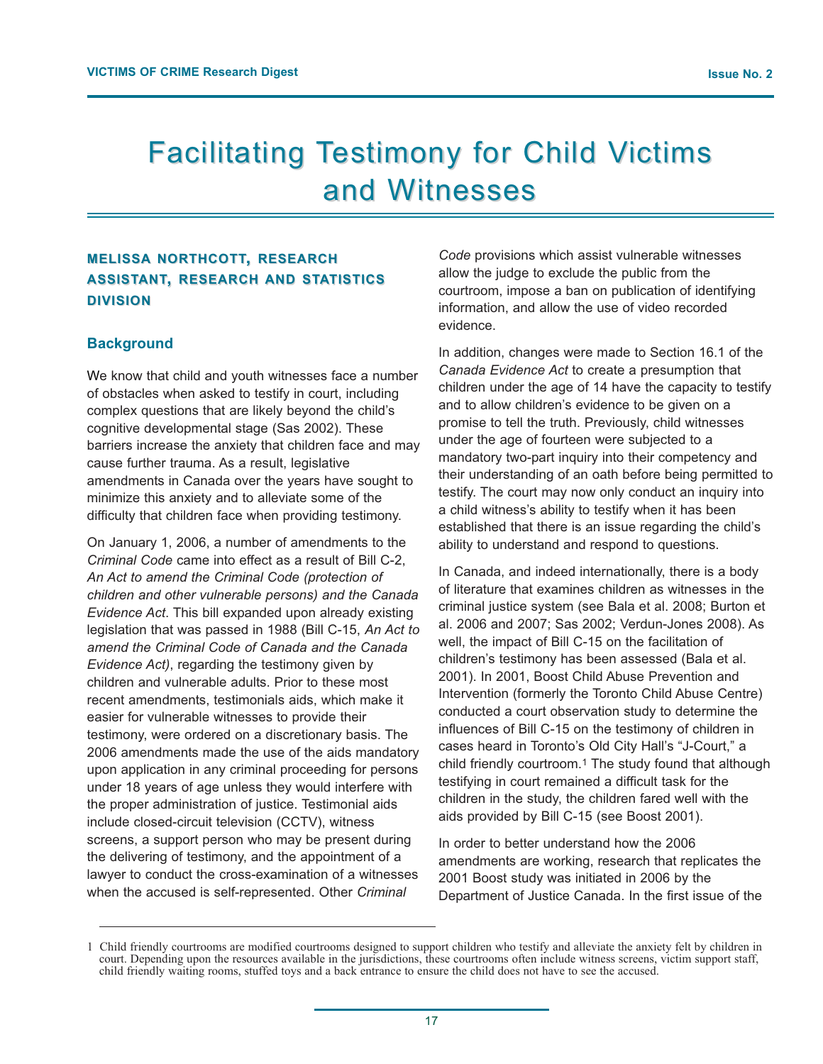# Facilitating Testimony for Child Victims and Witnesses

### MELISSA NORTHCOTT, RESEARCH ASSISTANT, RESEARCH AND STATISTICS DIVISION

## Background

We know that child and youth witnesses face a number of obstacles when asked to testify in court, including complex questions that are likely beyond the child's cognitive developmental stage (Sas 2002). These barriers increase the anxiety that children face and may cause further trauma. As a result, legislative amendments in Canada over the years have sought to minimize this anxiety and to alleviate some of the difficulty that children face when providing testimony.

On January 1, 2006, a number of amendments to the *Criminal Code* came into effect as a result of Bill C-2, *An Act to amend the Criminal Code (protection of children and other vulnerable persons) and the Canada Evidence Act*. This bill expanded upon already existing legislation that was passed in 1988 (Bill C-15, *An Act to amend the Criminal Code of Canada and the Canada Evidence Act)*, regarding the testimony given by children and vulnerable adults. Prior to these most recent amendments, testimonials aids, which make it easier for vulnerable witnesses to provide their testimony, were ordered on a discretionary basis. The 2006 amendments made the use of the aids mandatory upon application in any criminal proceeding for persons under 18 years of age unless they would interfere with the proper administration of justice. Testimonial aids include closed-circuit television (CCTV), witness screens, a support person who may be present during the delivering of testimony, and the appointment of a lawyer to conduct the cross-examination of a witnesses when the accused is self-represented. Other *Criminal Code* provisions which assist vulnerable witnesses allow the judge to exclude the public from the courtroom, impose a ban on publication of identifying information, and allow the use of video recorded evidence.

In addition, changes were made to Section 16.1 of the *Canada Evidence Act* to create a presumption that children under the age of 14 have the capacity to testify and to allow children's evidence to be given on a promise to tell the truth. Previously, child witnesses under the age of fourteen were subjected to a mandatory two-part inquiry into their competency and their understanding of an oath before being permitted to testify. The court may now only conduct an inquiry into a child witness's ability to testify when it has been established that there is an issue regarding the child's ability to understand and respond to questions.

In Canada, and indeed internationally, there is a body of literature that examines children as witnesses in the criminal justice system (see Bala et al. 2008; Burton et al. 2006 and 2007; Sas 2002; Verdun-Jones 2008). As well, the impact of Bill C-15 on the facilitation of children's testimony has been assessed (Bala et al. 2001). In 2001, Boost Child Abuse Prevention and Intervention (formerly the Toronto Child Abuse Centre) conducted a court observation study to determine the influences of Bill C-15 on the testimony of children in cases heard in Toronto's Old City Hall's "J-Court," a child friendly courtroom.[1] The study found that although testifying in court remained a difficult task for the children in the study, the children fared well with the aids provided by Bill C-15 (see Boost 2001).

In order to better understand how the 2006 amendments are working, research that replicates the 2001 Boost study was initiated in 2006 by the Department of Justice Canada. In the first issue of the

---

1 Child friendly courtrooms are modified courtrooms designed to support children who testify and alleviate the anxiety felt by children in court. Depending upon the resources available in the jurisdictions, these courtrooms often include witness screens, victim support staff, child friendly waiting rooms, stuffed toys and a back entrance to ensure the child does not have to see the accused.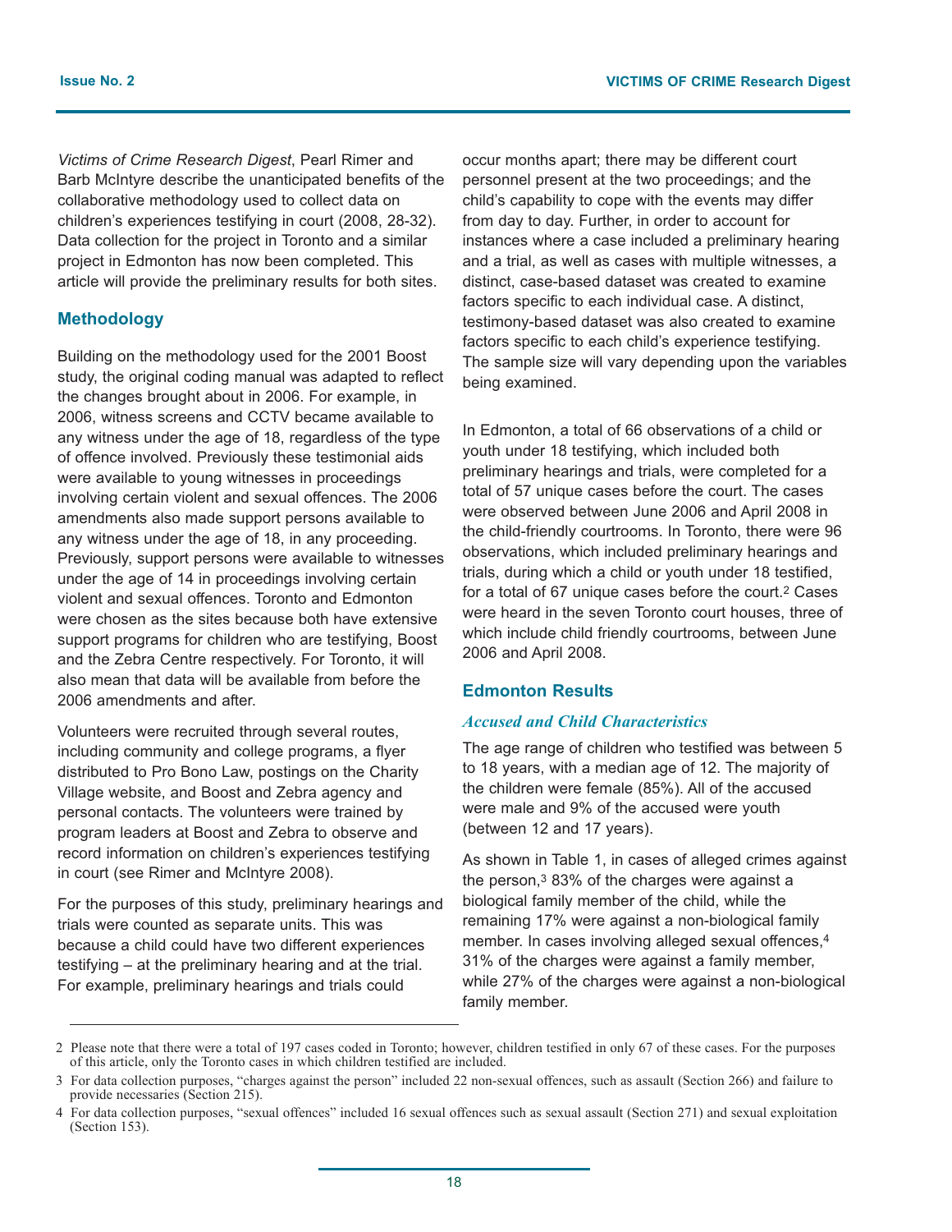*Victims of Crime Research Digest*, Pearl Rimer and Barb McIntyre describe the unanticipated benefits of the collaborative methodology used to collect data on children's experiences testifying in court (2008, 28-32). Data collection for the project in Toronto and a similar project in Edmonton has now been completed. This article will provide the preliminary results for both sites.

## Methodology

Building on the methodology used for the 2001 Boost study, the original coding manual was adapted to reflect the changes brought about in 2006. For example, in 2006, witness screens and CCTV became available to any witness under the age of 18, regardless of the type of offence involved. Previously these testimonial aids were available to young witnesses in proceedings involving certain violent and sexual offences. The 2006 amendments also made support persons available to any witness under the age of 18, in any proceeding. Previously, support persons were available to witnesses under the age of 14 in proceedings involving certain violent and sexual offences. Toronto and Edmonton were chosen as the sites because both have extensive support programs for children who are testifying, Boost and the Zebra Centre respectively. For Toronto, it will also mean that data will be available from before the 2006 amendments and after.

Volunteers were recruited through several routes, including community and college programs, a flyer distributed to Pro Bono Law, postings on the Charity Village website, and Boost and Zebra agency and personal contacts. The volunteers were trained by program leaders at Boost and Zebra to observe and record information on children's experiences testifying in court (see Rimer and McIntyre 2008).

For the purposes of this study, preliminary hearings and trials were counted as separate units. This was because a child could have two different experiences testifying – at the preliminary hearing and at the trial. For example, preliminary hearings and trials could occur months apart; there may be different court personnel present at the two proceedings; and the child's capability to cope with the events may differ from day to day. Further, in order to account for instances where a case included a preliminary hearing and a trial, as well as cases with multiple witnesses, a distinct, case-based dataset was created to examine factors specific to each individual case. A distinct, testimony-based dataset was also created to examine factors specific to each child's experience testifying. The sample size will vary depending upon the variables being examined.

In Edmonton, a total of 66 observations of a child or youth under 18 testifying, which included both preliminary hearings and trials, were completed for a total of 57 unique cases before the court. The cases were observed between June 2006 and April 2008 in the child-friendly courtrooms. In Toronto, there were 96 observations, which included preliminary hearings and trials, during which a child or youth under 18 testified, for a total of 67 unique cases before the court.[2] Cases were heard in the seven Toronto court houses, three of which include child friendly courtrooms, between June 2006 and April 2008.

## Edmonton Results

### *Accused and Child Characteristics*

The age range of children who testified was between 5 to 18 years, with a median age of 12. The majority of the children were female (85%). All of the accused were male and 9% of the accused were youth (between 12 and 17 years).

As shown in Table 1, in cases of alleged crimes against the person,[3] 83% of the charges were against a biological family member of the child, while the remaining 17% were against a non-biological family member. In cases involving alleged sexual offences,[4] 31% of the charges were against a family member, while 27% of the charges were against a non-biological family member.

---

2 Please note that there were a total of 197 cases coded in Toronto; however, children testified in only 67 of these cases. For the purposes of this article, only the Toronto cases in which children testified are included.

3 For data collection purposes, "charges against the person" included 22 non-sexual offences, such as assault (Section 266) and failure to provide necessaries (Section 215).

4 For data collection purposes, "sexual offences" included 16 sexual offences such as sexual assault (Section 271) and sexual exploitation (Section 153).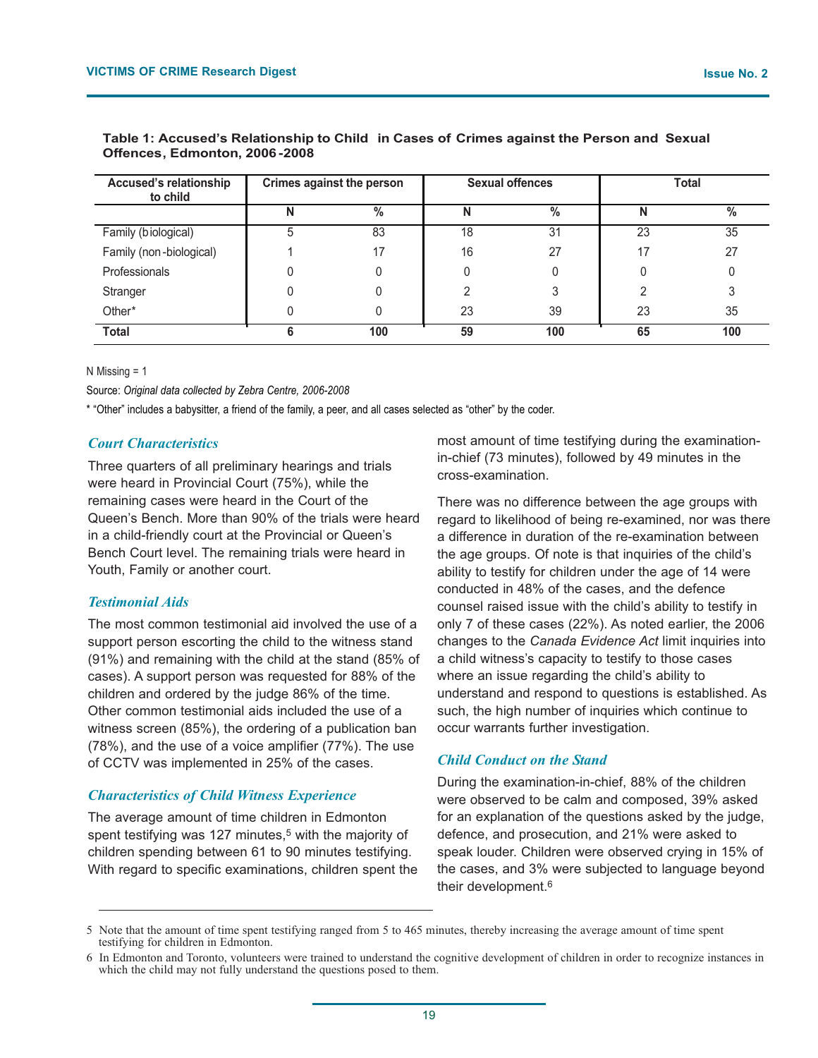**Table 1: Accused's Relationship to Child in Cases of Crimes against the Person and Sexual Offences, Edmonton, 2006-2008**

| Accused's relationship to child | Crimes against the person | | Sexual offences | | Total | |
|---|---|---|---|---|---|---|
| | N | % | N | % | N | % |
| Family (biological) | 5 | 83 | 18 | 31 | 23 | 35 |
| Family (non-biological) | 1 | 17 | 16 | 27 | 17 | 27 |
| Professionals | 0 | 0 | 0 | 0 | 0 | 0 |
| Stranger | 0 | 0 | 2 | 3 | 2 | 3 |
| Other* | 0 | 0 | 23 | 39 | 23 | 35 |
| **Total** | **6** | **100** | **59** | **100** | **65** | **100** |

N Missing = 1

Source: *Original data collected by Zebra Centre, 2006-2008*

* "Other" includes a babysitter, a friend of the family, a peer, and all cases selected as "other" by the coder.

### *Court Characteristics*

Three quarters of all preliminary hearings and trials were heard in Provincial Court (75%), while the remaining cases were heard in the Court of the Queen's Bench. More than 90% of the trials were heard in a child-friendly court at the Provincial or Queen's Bench Court level. The remaining trials were heard in Youth, Family or another court.

### *Testimonial Aids*

The most common testimonial aid involved the use of a support person escorting the child to the witness stand (91%) and remaining with the child at the stand (85% of cases). A support person was requested for 88% of the children and ordered by the judge 86% of the time. Other common testimonial aids included the use of a witness screen (85%), the ordering of a publication ban (78%), and the use of a voice amplifier (77%). The use of CCTV was implemented in 25% of the cases.

### *Characteristics of Child Witness Experience*

The average amount of time children in Edmonton spent testifying was 127 minutes,[5] with the majority of children spending between 61 to 90 minutes testifying. With regard to specific examinations, children spent the most amount of time testifying during the examination-in-chief (73 minutes), followed by 49 minutes in the cross-examination.

There was no difference between the age groups with regard to likelihood of being re-examined, nor was there a difference in duration of the re-examination between the age groups. Of note is that inquiries of the child's ability to testify for children under the age of 14 were conducted in 48% of the cases, and the defence counsel raised issue with the child's ability to testify in only 7 of these cases (22%). As noted earlier, the 2006 changes to the *Canada Evidence Act* limit inquiries into a child witness's capacity to testify to those cases where an issue regarding the child's ability to understand and respond to questions is established. As such, the high number of inquiries which continue to occur warrants further investigation.

### *Child Conduct on the Stand*

During the examination-in-chief, 88% of the children were observed to be calm and composed, 39% asked for an explanation of the questions asked by the judge, defence, and prosecution, and 21% were asked to speak louder. Children were observed crying in 15% of the cases, and 3% were subjected to language beyond their development.[6]

---

5 Note that the amount of time spent testifying ranged from 5 to 465 minutes, thereby increasing the average amount of time spent testifying for children in Edmonton.

6 In Edmonton and Toronto, volunteers were trained to understand the cognitive development of children in order to recognize instances in which the child may not fully understand the questions posed to them.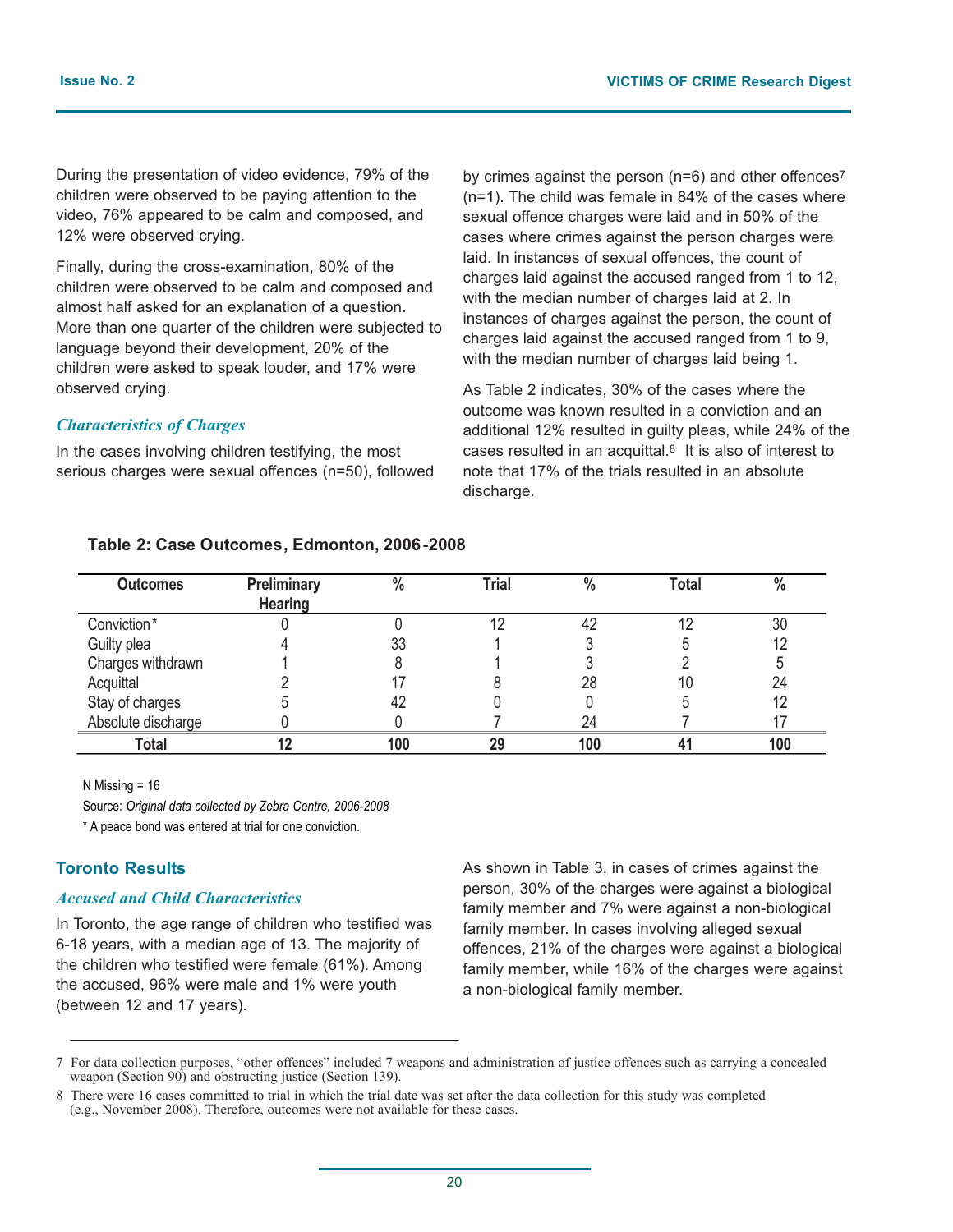During the presentation of video evidence, 79% of the children were observed to be paying attention to the video, 76% appeared to be calm and composed, and 12% were observed crying.

Finally, during the cross-examination, 80% of the children were observed to be calm and composed and almost half asked for an explanation of a question. More than one quarter of the children were subjected to language beyond their development, 20% of the children were asked to speak louder, and 17% were observed crying.

### *Characteristics of Charges*

In the cases involving children testifying, the most serious charges were sexual offences (n=50), followed by crimes against the person (n=6) and other offences[7] (n=1). The child was female in 84% of the cases where sexual offence charges were laid and in 50% of the cases where crimes against the person charges were laid. In instances of sexual offences, the count of charges laid against the accused ranged from 1 to 12, with the median number of charges laid at 2. In instances of charges against the person, the count of charges laid against the accused ranged from 1 to 9, with the median number of charges laid being 1.

As Table 2 indicates, 30% of the cases where the outcome was known resulted in a conviction and an additional 12% resulted in guilty pleas, while 24% of the cases resulted in an acquittal.[8] It is also of interest to note that 17% of the trials resulted in an absolute discharge.

**Table 2: Case Outcomes, Edmonton, 2006-2008**

| Outcomes | Preliminary Hearing | % | Trial | % | Total | % |
|---|---|---|---|---|---|---|
| Conviction* | 0 | 0 | 12 | 42 | 12 | 30 |
| Guilty plea | 4 | 33 | 1 | 3 | 5 | 12 |
| Charges withdrawn | 1 | 8 | 1 | 3 | 2 | 5 |
| Acquittal | 2 | 17 | 8 | 28 | 10 | 24 |
| Stay of charges | 5 | 42 | 0 | 0 | 5 | 12 |
| Absolute discharge | 0 | 0 | 7 | 24 | 7 | 17 |
| **Total** | **12** | **100** | **29** | **100** | **41** | **100** |

N Missing = 16

Source: *Original data collected by Zebra Centre, 2006-2008*

\* A peace bond was entered at trial for one conviction.

## Toronto Results

### *Accused and Child Characteristics*

In Toronto, the age range of children who testified was 6-18 years, with a median age of 13. The majority of the children who testified were female (61%). Among the accused, 96% were male and 1% were youth (between 12 and 17 years).

As shown in Table 3, in cases of crimes against the person, 30% of the charges were against a biological family member and 7% were against a non-biological family member. In cases involving alleged sexual offences, 21% of the charges were against a biological family member, while 16% of the charges were against a non-biological family member.

---

7 For data collection purposes, "other offences" included 7 weapons and administration of justice offences such as carrying a concealed weapon (Section 90) and obstructing justice (Section 139).

8 There were 16 cases committed to trial in which the trial date was set after the data collection for this study was completed (e.g., November 2008). Therefore, outcomes were not available for these cases.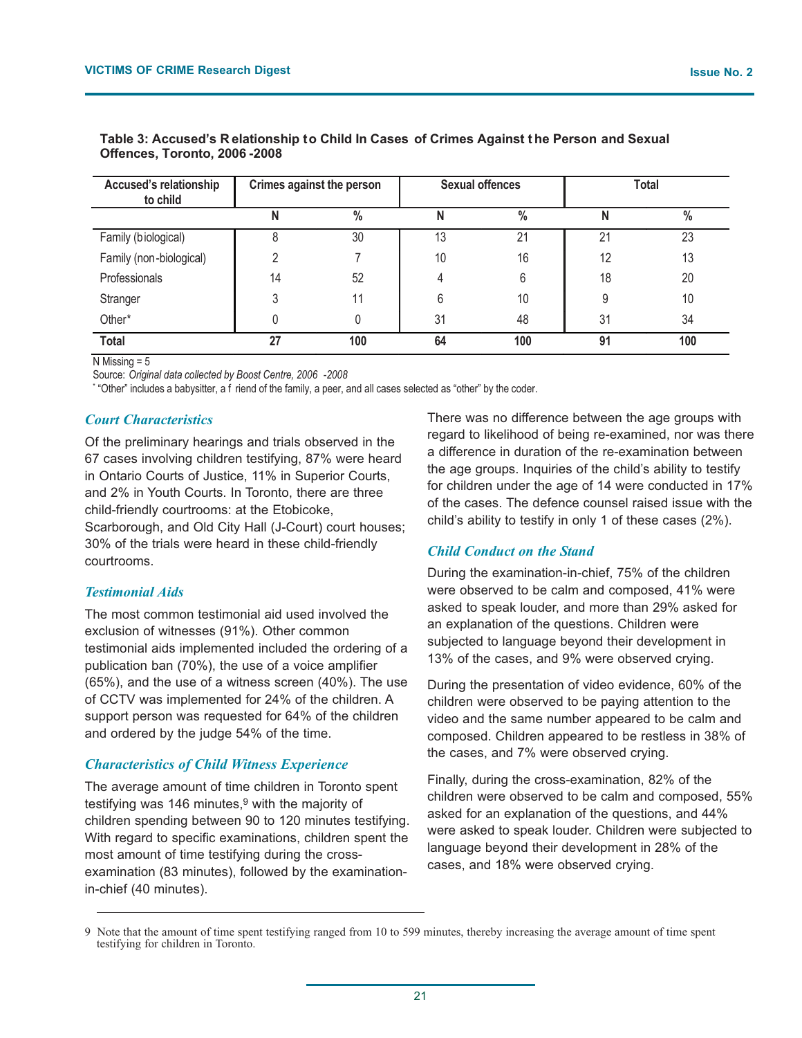**Table 3: Accused's Relationship to Child In Cases of Crimes Against the Person and Sexual Offences, Toronto, 2006 -2008**

| Accused's relationship to child | Crimes against the person | | Sexual offences | | Total | |
|---|---|---|---|---|---|---|
| | N | % | N | % | N | % |
| Family (biological) | 8 | 30 | 13 | 21 | 21 | 23 |
| Family (non-biological) | 2 | 7 | 10 | 16 | 12 | 13 |
| Professionals | 14 | 52 | 4 | 6 | 18 | 20 |
| Stranger | 3 | 11 | 6 | 10 | 9 | 10 |
| Other* | 0 | 0 | 31 | 48 | 31 | 34 |
| **Total** | **27** | **100** | **64** | **100** | **91** | **100** |

N Missing = 5

Source: *Original data collected by Boost Centre, 2006 -2008*

* "Other" includes a babysitter, a friend of the family, a peer, and all cases selected as "other" by the coder.

### *Court Characteristics*

Of the preliminary hearings and trials observed in the 67 cases involving children testifying, 87% were heard in Ontario Courts of Justice, 11% in Superior Courts, and 2% in Youth Courts. In Toronto, there are three child-friendly courtrooms: at the Etobicoke, Scarborough, and Old City Hall (J-Court) court houses; 30% of the trials were heard in these child-friendly courtrooms.

### *Testimonial Aids*

The most common testimonial aid used involved the exclusion of witnesses (91%). Other common testimonial aids implemented included the ordering of a publication ban (70%), the use of a voice amplifier (65%), and the use of a witness screen (40%). The use of CCTV was implemented for 24% of the children. A support person was requested for 64% of the children and ordered by the judge 54% of the time.

### *Characteristics of Child Witness Experience*

The average amount of time children in Toronto spent testifying was 146 minutes,[9] with the majority of children spending between 90 to 120 minutes testifying. With regard to specific examinations, children spent the most amount of time testifying during the cross-examination (83 minutes), followed by the examination-in-chief (40 minutes).

There was no difference between the age groups with regard to likelihood of being re-examined, nor was there a difference in duration of the re-examination between the age groups. Inquiries of the child's ability to testify for children under the age of 14 were conducted in 17% of the cases. The defence counsel raised issue with the child's ability to testify in only 1 of these cases (2%).

### *Child Conduct on the Stand*

During the examination-in-chief, 75% of the children were observed to be calm and composed, 41% were asked to speak louder, and more than 29% asked for an explanation of the questions. Children were subjected to language beyond their development in 13% of the cases, and 9% were observed crying.

During the presentation of video evidence, 60% of the children were observed to be paying attention to the video and the same number appeared to be calm and composed. Children appeared to be restless in 38% of the cases, and 7% were observed crying.

Finally, during the cross-examination, 82% of the children were observed to be calm and composed, 55% asked for an explanation of the questions, and 44% were asked to speak louder. Children were subjected to language beyond their development in 28% of the cases, and 18% were observed crying.

---

9 Note that the amount of time spent testifying ranged from 10 to 599 minutes, thereby increasing the average amount of time spent testifying for children in Toronto.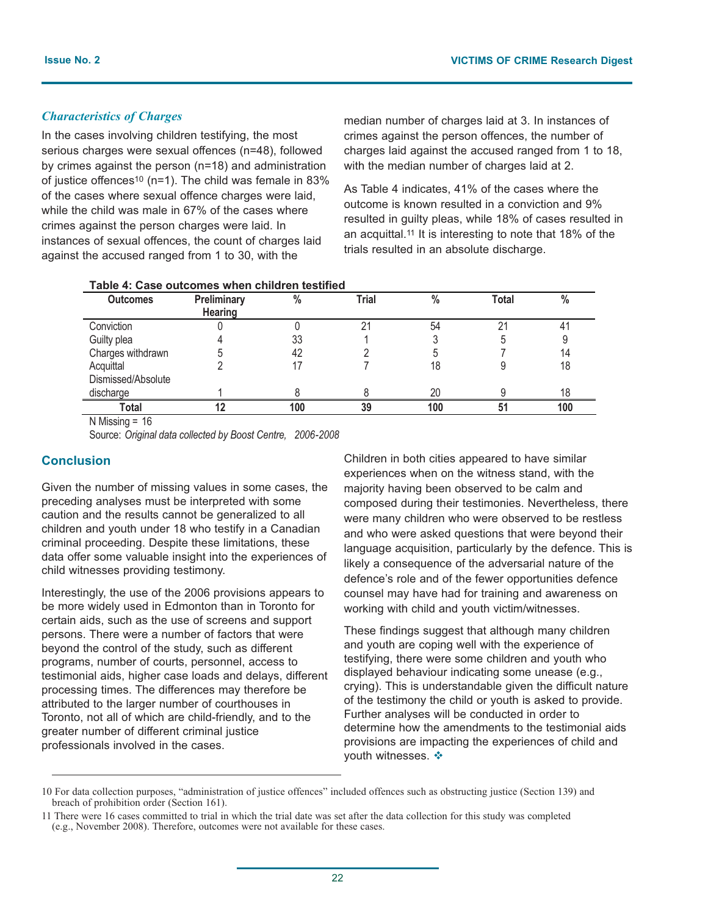### *Characteristics of Charges*

In the cases involving children testifying, the most serious charges were sexual offences (n=48), followed by crimes against the person (n=18) and administration of justice offences[10] (n=1). The child was female in 83% of the cases where sexual offence charges were laid, while the child was male in 67% of the cases where crimes against the person charges were laid. In instances of sexual offences, the count of charges laid against the accused ranged from 1 to 30, with the median number of charges laid at 3. In instances of crimes against the person offences, the number of charges laid against the accused ranged from 1 to 18, with the median number of charges laid at 2.

As Table 4 indicates, 41% of the cases where the outcome is known resulted in a conviction and 9% resulted in guilty pleas, while 18% of cases resulted in an acquittal.[11] It is interesting to note that 18% of the trials resulted in an absolute discharge.

**Table 4: Case outcomes when children testified**

| Outcomes | Preliminary Hearing | % | Trial | % | Total | % |
|---|---|---|---|---|---|---|
| Conviction | 0 | 0 | 21 | 54 | 21 | 41 |
| Guilty plea | 4 | 33 | 1 | 3 | 5 | 9 |
| Charges withdrawn | 5 | 42 | 2 | 5 | 7 | 14 |
| Acquittal | 2 | 17 | 7 | 18 | 9 | 18 |
| Dismissed/Absolute discharge | 1 | 8 | 8 | 20 | 9 | 18 |
| **Total** | **12** | **100** | **39** | **100** | **51** | **100** |

N Missing = 16

Source: *Original data collected by Boost Centre, 2006-2008*

## Conclusion

Given the number of missing values in some cases, the preceding analyses must be interpreted with some caution and the results cannot be generalized to all children and youth under 18 who testify in a Canadian criminal proceeding. Despite these limitations, these data offer some valuable insight into the experiences of child witnesses providing testimony.

Interestingly, the use of the 2006 provisions appears to be more widely used in Edmonton than in Toronto for certain aids, such as the use of screens and support persons. There were a number of factors that were beyond the control of the study, such as different programs, number of courts, personnel, access to testimonial aids, higher case loads and delays, different processing times. The differences may therefore be attributed to the larger number of courthouses in Toronto, not all of which are child-friendly, and to the greater number of different criminal justice professionals involved in the cases.

Children in both cities appeared to have similar experiences when on the witness stand, with the majority having been observed to be calm and composed during their testimonies. Nevertheless, there were many children who were observed to be restless and who were asked questions that were beyond their language acquisition, particularly by the defence. This is likely a consequence of the adversarial nature of the defence's role and of the fewer opportunities defence counsel may have had for training and awareness on working with child and youth victim/witnesses.

These findings suggest that although many children and youth are coping well with the experience of testifying, there were some children and youth who displayed behaviour indicating some unease (e.g., crying). This is understandable given the difficult nature of the testimony the child or youth is asked to provide. Further analyses will be conducted in order to determine how the amendments to the testimonial aids provisions are impacting the experiences of child and youth witnesses. ❖

---

10 For data collection purposes, "administration of justice offences" included offences such as obstructing justice (Section 139) and breach of prohibition order (Section 161).

11 There were 16 cases committed to trial in which the trial date was set after the data collection for this study was completed (e.g., November 2008). Therefore, outcomes were not available for these cases.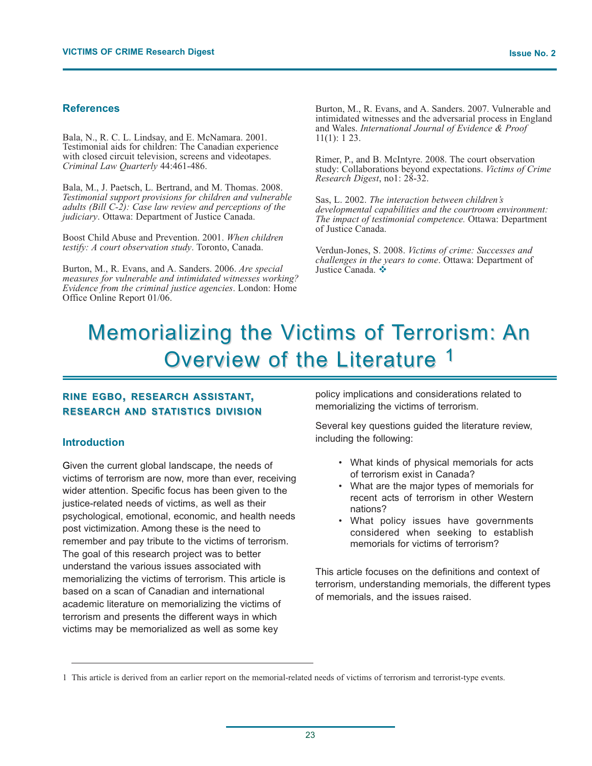## References

Bala, N., R. C. L. Lindsay, and E. McNamara. 2001. Testimonial aids for children: The Canadian experience with closed circuit television, screens and videotapes. *Criminal Law Quarterly* 44:461-486.

Bala, M., J. Paetsch, L. Bertrand, and M. Thomas. 2008. *Testimonial support provisions for children and vulnerable adults (Bill C-2): Case law review and perceptions of the judiciary*. Ottawa: Department of Justice Canada.

Boost Child Abuse and Prevention. 2001. *When children testify: A court observation study*. Toronto, Canada.

Burton, M., R. Evans, and A. Sanders. 2006. *Are special measures for vulnerable and intimidated witnesses working? Evidence from the criminal justice agencies*. London: Home Office Online Report 01/06.

Burton, M., R. Evans, and A. Sanders. 2007. Vulnerable and intimidated witnesses and the adversarial process in England and Wales. *International Journal of Evidence & Proof* 11(1): 1 23.

Rimer, P., and B. McIntyre. 2008. The court observation study: Collaborations beyond expectations. *Victims of Crime Research Digest*, no1: 28-32.

Sas, L. 2002. *The interaction between children's developmental capabilities and the courtroom environment: The impact of testimonial competence.* Ottawa: Department of Justice Canada.

Verdun-Jones, S. 2008. *Victims of crime: Successes and challenges in the years to come*. Ottawa: Department of Justice Canada. ❖

# Memorializing the Victims of Terrorism: An Overview of the Literature [1]

**RINE EGBO, RESEARCH ASSISTANT, RESEARCH AND STATISTICS DIVISION**

## Introduction

Given the current global landscape, the needs of victims of terrorism are now, more than ever, receiving wider attention. Specific focus has been given to the justice-related needs of victims, as well as their psychological, emotional, economic, and health needs post victimization. Among these is the need to remember and pay tribute to the victims of terrorism. The goal of this research project was to better understand the various issues associated with memorializing the victims of terrorism. This article is based on a scan of Canadian and international academic literature on memorializing the victims of terrorism and presents the different ways in which victims may be memorialized as well as some key policy implications and considerations related to memorializing the victims of terrorism.

Several key questions guided the literature review, including the following:

- What kinds of physical memorials for acts of terrorism exist in Canada?
- What are the major types of memorials for recent acts of terrorism in other Western nations?
- What policy issues have governments considered when seeking to establish memorials for victims of terrorism?

This article focuses on the definitions and context of terrorism, understanding memorials, the different types of memorials, and the issues raised.

---

1 This article is derived from an earlier report on the memorial-related needs of victims of terrorism and terrorist-type events.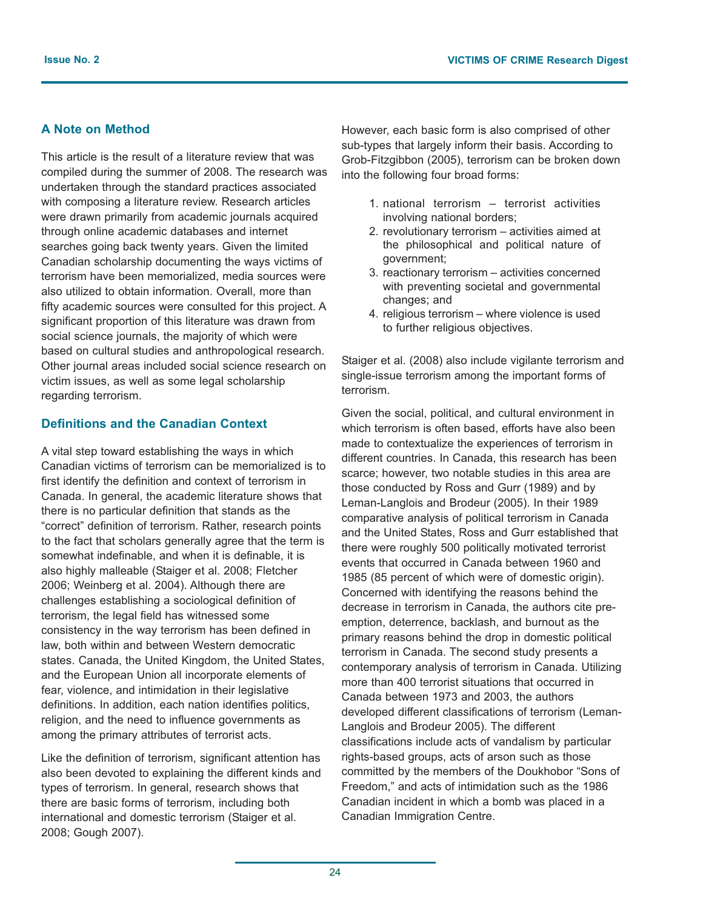## A Note on Method

This article is the result of a literature review that was compiled during the summer of 2008. The research was undertaken through the standard practices associated with composing a literature review. Research articles were drawn primarily from academic journals acquired through online academic databases and internet searches going back twenty years. Given the limited Canadian scholarship documenting the ways victims of terrorism have been memorialized, media sources were also utilized to obtain information. Overall, more than fifty academic sources were consulted for this project. A significant proportion of this literature was drawn from social science journals, the majority of which were based on cultural studies and anthropological research. Other journal areas included social science research on victim issues, as well as some legal scholarship regarding terrorism.

## Definitions and the Canadian Context

A vital step toward establishing the ways in which Canadian victims of terrorism can be memorialized is to first identify the definition and context of terrorism in Canada. In general, the academic literature shows that there is no particular definition that stands as the "correct" definition of terrorism. Rather, research points to the fact that scholars generally agree that the term is somewhat indefinable, and when it is definable, it is also highly malleable (Staiger et al. 2008; Fletcher 2006; Weinberg et al. 2004). Although there are challenges establishing a sociological definition of terrorism, the legal field has witnessed some consistency in the way terrorism has been defined in law, both within and between Western democratic states. Canada, the United Kingdom, the United States, and the European Union all incorporate elements of fear, violence, and intimidation in their legislative definitions. In addition, each nation identifies politics, religion, and the need to influence governments as among the primary attributes of terrorist acts.

Like the definition of terrorism, significant attention has also been devoted to explaining the different kinds and types of terrorism. In general, research shows that there are basic forms of terrorism, including both international and domestic terrorism (Staiger et al. 2008; Gough 2007).

However, each basic form is also comprised of other sub-types that largely inform their basis. According to Grob-Fitzgibbon (2005), terrorism can be broken down into the following four broad forms:

1. national terrorism – terrorist activities involving national borders;
2. revolutionary terrorism – activities aimed at the philosophical and political nature of government;
3. reactionary terrorism – activities concerned with preventing societal and governmental changes; and
4. religious terrorism – where violence is used to further religious objectives.

Staiger et al. (2008) also include vigilante terrorism and single-issue terrorism among the important forms of terrorism.

Given the social, political, and cultural environment in which terrorism is often based, efforts have also been made to contextualize the experiences of terrorism in different countries. In Canada, this research has been scarce; however, two notable studies in this area are those conducted by Ross and Gurr (1989) and by Leman-Langlois and Brodeur (2005). In their 1989 comparative analysis of political terrorism in Canada and the United States, Ross and Gurr established that there were roughly 500 politically motivated terrorist events that occurred in Canada between 1960 and 1985 (85 percent of which were of domestic origin). Concerned with identifying the reasons behind the decrease in terrorism in Canada, the authors cite pre-emption, deterrence, backlash, and burnout as the primary reasons behind the drop in domestic political terrorism in Canada. The second study presents a contemporary analysis of terrorism in Canada. Utilizing more than 400 terrorist situations that occurred in Canada between 1973 and 2003, the authors developed different classifications of terrorism (Leman-Langlois and Brodeur 2005). The different classifications include acts of vandalism by particular rights-based groups, acts of arson such as those committed by the members of the Doukhobor "Sons of Freedom," and acts of intimidation such as the 1986 Canadian incident in which a bomb was placed in a Canadian Immigration Centre.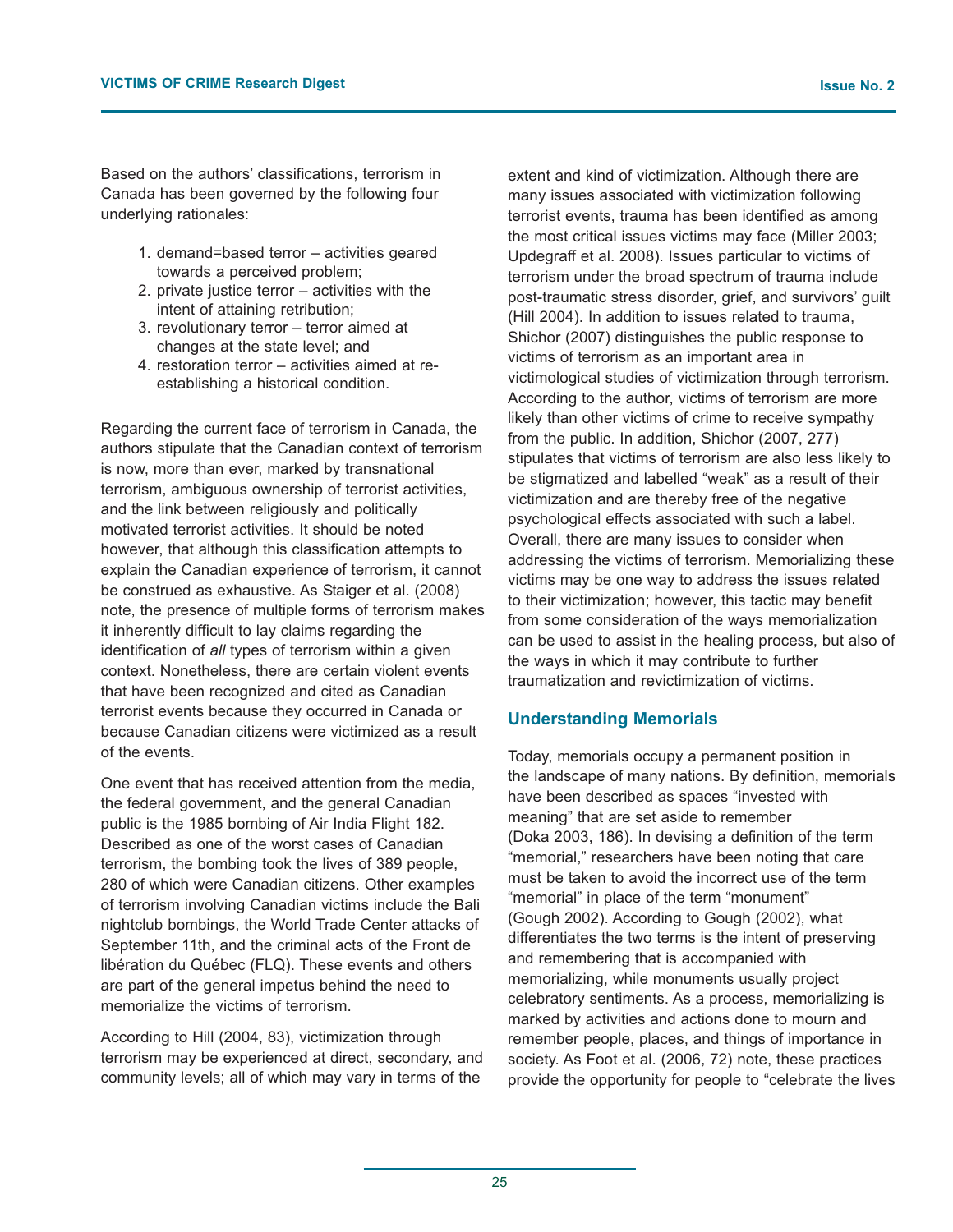Based on the authors' classifications, terrorism in Canada has been governed by the following four underlying rationales:

1. demand=based terror – activities geared towards a perceived problem;
2. private justice terror – activities with the intent of attaining retribution;
3. revolutionary terror – terror aimed at changes at the state level; and
4. restoration terror – activities aimed at re-establishing a historical condition.

Regarding the current face of terrorism in Canada, the authors stipulate that the Canadian context of terrorism is now, more than ever, marked by transnational terrorism, ambiguous ownership of terrorist activities, and the link between religiously and politically motivated terrorist activities. It should be noted however, that although this classification attempts to explain the Canadian experience of terrorism, it cannot be construed as exhaustive. As Staiger et al. (2008) note, the presence of multiple forms of terrorism makes it inherently difficult to lay claims regarding the identification of *all* types of terrorism within a given context. Nonetheless, there are certain violent events that have been recognized and cited as Canadian terrorist events because they occurred in Canada or because Canadian citizens were victimized as a result of the events.

One event that has received attention from the media, the federal government, and the general Canadian public is the 1985 bombing of Air India Flight 182. Described as one of the worst cases of Canadian terrorism, the bombing took the lives of 389 people, 280 of which were Canadian citizens. Other examples of terrorism involving Canadian victims include the Bali nightclub bombings, the World Trade Center attacks of September 11th, and the criminal acts of the Front de libération du Québec (FLQ). These events and others are part of the general impetus behind the need to memorialize the victims of terrorism.

According to Hill (2004, 83), victimization through terrorism may be experienced at direct, secondary, and community levels; all of which may vary in terms of the extent and kind of victimization. Although there are many issues associated with victimization following terrorist events, trauma has been identified as among the most critical issues victims may face (Miller 2003; Updegraff et al. 2008). Issues particular to victims of terrorism under the broad spectrum of trauma include post-traumatic stress disorder, grief, and survivors' guilt (Hill 2004). In addition to issues related to trauma, Shichor (2007) distinguishes the public response to victims of terrorism as an important area in victimological studies of victimization through terrorism. According to the author, victims of terrorism are more likely than other victims of crime to receive sympathy from the public. In addition, Shichor (2007, 277) stipulates that victims of terrorism are also less likely to be stigmatized and labelled "weak" as a result of their victimization and are thereby free of the negative psychological effects associated with such a label. Overall, there are many issues to consider when addressing the victims of terrorism. Memorializing these victims may be one way to address the issues related to their victimization; however, this tactic may benefit from some consideration of the ways memorialization can be used to assist in the healing process, but also of the ways in which it may contribute to further traumatization and revictimization of victims.

## Understanding Memorials

Today, memorials occupy a permanent position in the landscape of many nations. By definition, memorials have been described as spaces "invested with meaning" that are set aside to remember (Doka 2003, 186). In devising a definition of the term "memorial," researchers have been noting that care must be taken to avoid the incorrect use of the term "memorial" in place of the term "monument" (Gough 2002). According to Gough (2002), what differentiates the two terms is the intent of preserving and remembering that is accompanied with memorializing, while monuments usually project celebratory sentiments. As a process, memorializing is marked by activities and actions done to mourn and remember people, places, and things of importance in society. As Foot et al. (2006, 72) note, these practices provide the opportunity for people to "celebrate the lives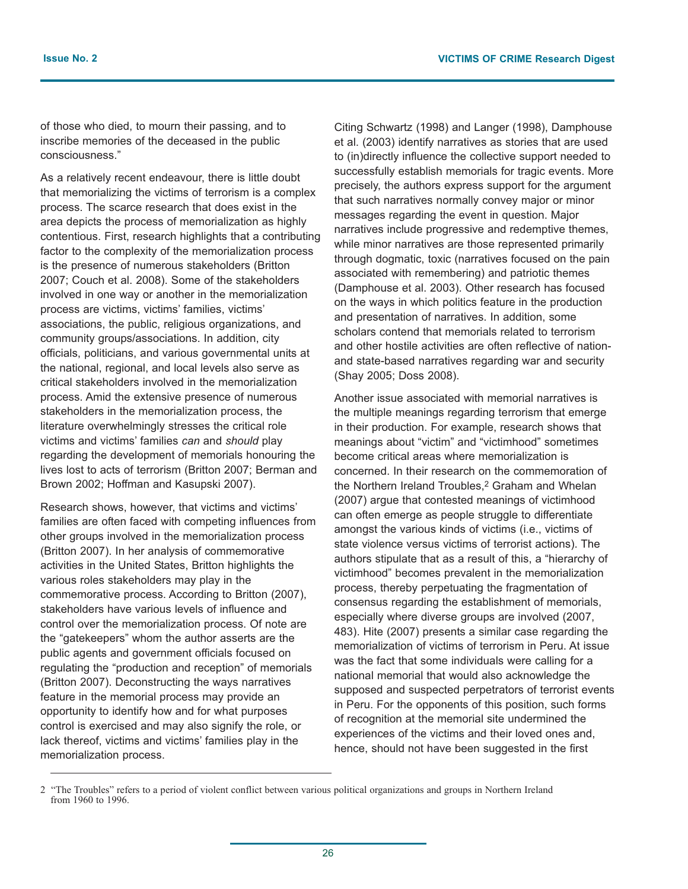of those who died, to mourn their passing, and to inscribe memories of the deceased in the public consciousness."

As a relatively recent endeavour, there is little doubt that memorializing the victims of terrorism is a complex process. The scarce research that does exist in the area depicts the process of memorialization as highly contentious. First, research highlights that a contributing factor to the complexity of the memorialization process is the presence of numerous stakeholders (Britton 2007; Couch et al. 2008). Some of the stakeholders involved in one way or another in the memorialization process are victims, victims' families, victims' associations, the public, religious organizations, and community groups/associations. In addition, city officials, politicians, and various governmental units at the national, regional, and local levels also serve as critical stakeholders involved in the memorialization process. Amid the extensive presence of numerous stakeholders in the memorialization process, the literature overwhelmingly stresses the critical role victims and victims' families *can* and *should* play regarding the development of memorials honouring the lives lost to acts of terrorism (Britton 2007; Berman and Brown 2002; Hoffman and Kasupski 2007).

Research shows, however, that victims and victims' families are often faced with competing influences from other groups involved in the memorialization process (Britton 2007). In her analysis of commemorative activities in the United States, Britton highlights the various roles stakeholders may play in the commemorative process. According to Britton (2007), stakeholders have various levels of influence and control over the memorialization process. Of note are the "gatekeepers" whom the author asserts are the public agents and government officials focused on regulating the "production and reception" of memorials (Britton 2007). Deconstructing the ways narratives feature in the memorial process may provide an opportunity to identify how and for what purposes control is exercised and may also signify the role, or lack thereof, victims and victims' families play in the memorialization process.

Citing Schwartz (1998) and Langer (1998), Damphouse et al. (2003) identify narratives as stories that are used to (in)directly influence the collective support needed to successfully establish memorials for tragic events. More precisely, the authors express support for the argument that such narratives normally convey major or minor messages regarding the event in question. Major narratives include progressive and redemptive themes, while minor narratives are those represented primarily through dogmatic, toxic (narratives focused on the pain associated with remembering) and patriotic themes (Damphouse et al. 2003). Other research has focused on the ways in which politics feature in the production and presentation of narratives. In addition, some scholars contend that memorials related to terrorism and other hostile activities are often reflective of nation- and state-based narratives regarding war and security (Shay 2005; Doss 2008).

Another issue associated with memorial narratives is the multiple meanings regarding terrorism that emerge in their production. For example, research shows that meanings about "victim" and "victimhood" sometimes become critical areas where memorialization is concerned. In their research on the commemoration of the Northern Ireland Troubles,[2] Graham and Whelan (2007) argue that contested meanings of victimhood can often emerge as people struggle to differentiate amongst the various kinds of victims (i.e., victims of state violence versus victims of terrorist actions). The authors stipulate that as a result of this, a "hierarchy of victimhood" becomes prevalent in the memorialization process, thereby perpetuating the fragmentation of consensus regarding the establishment of memorials, especially where diverse groups are involved (2007, 483). Hite (2007) presents a similar case regarding the memorialization of victims of terrorism in Peru. At issue was the fact that some individuals were calling for a national memorial that would also acknowledge the supposed and suspected perpetrators of terrorist events in Peru. For the opponents of this position, such forms of recognition at the memorial site undermined the experiences of the victims and their loved ones and, hence, should not have been suggested in the first

---

2 "The Troubles" refers to a period of violent conflict between various political organizations and groups in Northern Ireland from 1960 to 1996.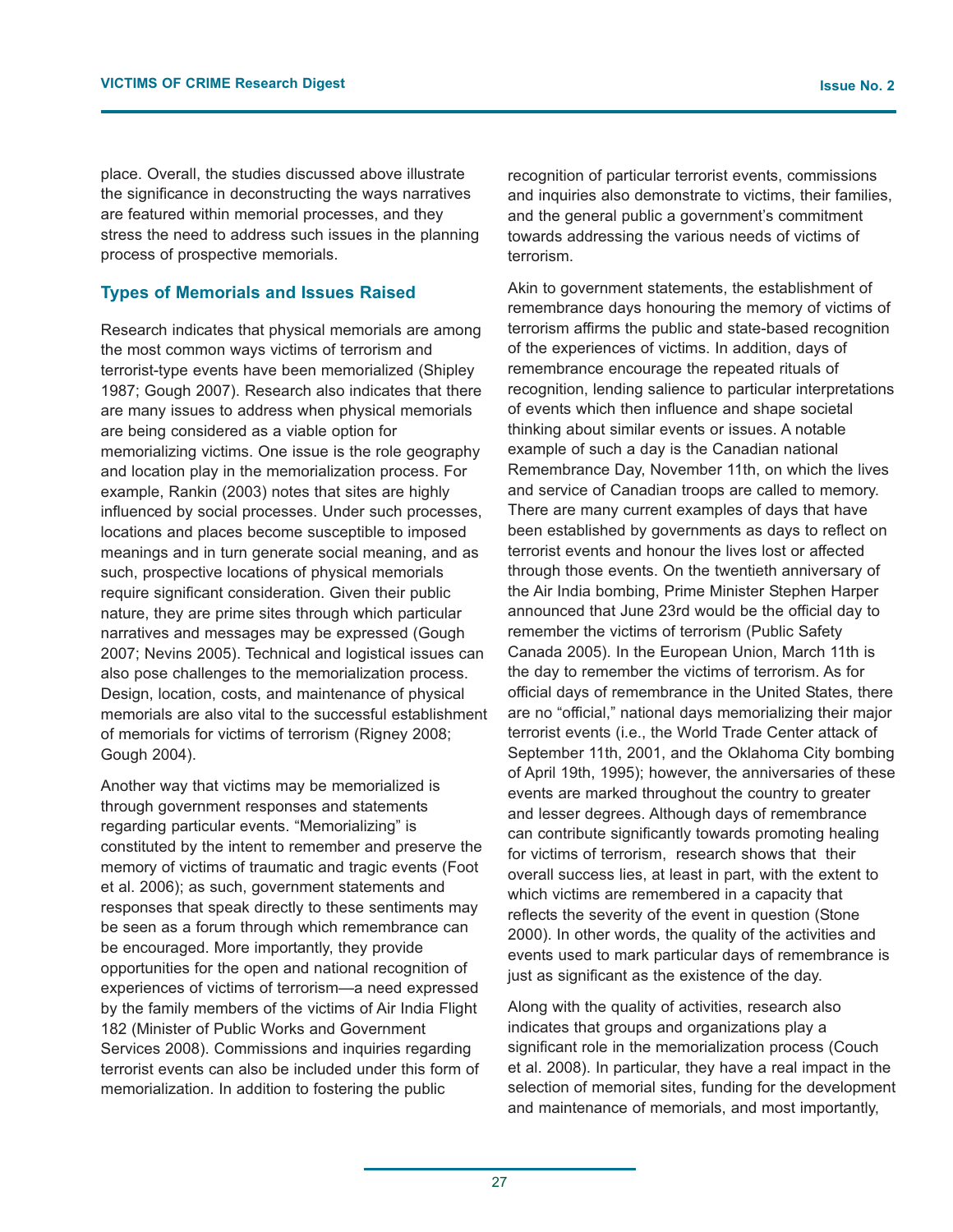place. Overall, the studies discussed above illustrate the significance in deconstructing the ways narratives are featured within memorial processes, and they stress the need to address such issues in the planning process of prospective memorials.

## Types of Memorials and Issues Raised

Research indicates that physical memorials are among the most common ways victims of terrorism and terrorist-type events have been memorialized (Shipley 1987; Gough 2007). Research also indicates that there are many issues to address when physical memorials are being considered as a viable option for memorializing victims. One issue is the role geography and location play in the memorialization process. For example, Rankin (2003) notes that sites are highly influenced by social processes. Under such processes, locations and places become susceptible to imposed meanings and in turn generate social meaning, and as such, prospective locations of physical memorials require significant consideration. Given their public nature, they are prime sites through which particular narratives and messages may be expressed (Gough 2007; Nevins 2005). Technical and logistical issues can also pose challenges to the memorialization process. Design, location, costs, and maintenance of physical memorials are also vital to the successful establishment of memorials for victims of terrorism (Rigney 2008; Gough 2004).

Another way that victims may be memorialized is through government responses and statements regarding particular events. "Memorializing" is constituted by the intent to remember and preserve the memory of victims of traumatic and tragic events (Foot et al. 2006); as such, government statements and responses that speak directly to these sentiments may be seen as a forum through which remembrance can be encouraged. More importantly, they provide opportunities for the open and national recognition of experiences of victims of terrorism—a need expressed by the family members of the victims of Air India Flight 182 (Minister of Public Works and Government Services 2008). Commissions and inquiries regarding terrorist events can also be included under this form of memorialization. In addition to fostering the public recognition of particular terrorist events, commissions and inquiries also demonstrate to victims, their families, and the general public a government's commitment towards addressing the various needs of victims of terrorism.

Akin to government statements, the establishment of remembrance days honouring the memory of victims of terrorism affirms the public and state-based recognition of the experiences of victims. In addition, days of remembrance encourage the repeated rituals of recognition, lending salience to particular interpretations of events which then influence and shape societal thinking about similar events or issues. A notable example of such a day is the Canadian national Remembrance Day, November 11th, on which the lives and service of Canadian troops are called to memory. There are many current examples of days that have been established by governments as days to reflect on terrorist events and honour the lives lost or affected through those events. On the twentieth anniversary of the Air India bombing, Prime Minister Stephen Harper announced that June 23rd would be the official day to remember the victims of terrorism (Public Safety Canada 2005). In the European Union, March 11th is the day to remember the victims of terrorism. As for official days of remembrance in the United States, there are no "official," national days memorializing their major terrorist events (i.e., the World Trade Center attack of September 11th, 2001, and the Oklahoma City bombing of April 19th, 1995); however, the anniversaries of these events are marked throughout the country to greater and lesser degrees. Although days of remembrance can contribute significantly towards promoting healing for victims of terrorism, research shows that their overall success lies, at least in part, with the extent to which victims are remembered in a capacity that reflects the severity of the event in question (Stone 2000). In other words, the quality of the activities and events used to mark particular days of remembrance is just as significant as the existence of the day.

Along with the quality of activities, research also indicates that groups and organizations play a significant role in the memorialization process (Couch et al. 2008). In particular, they have a real impact in the selection of memorial sites, funding for the development and maintenance of memorials, and most importantly,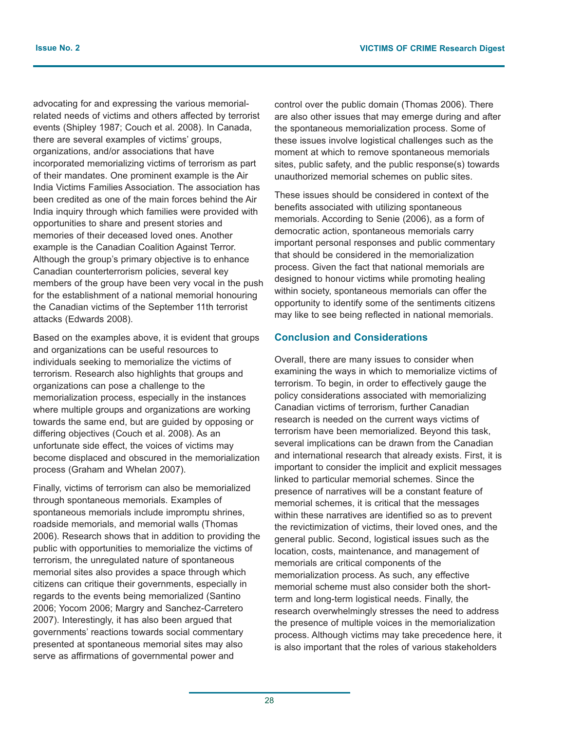advocating for and expressing the various memorial-related needs of victims and others affected by terrorist events (Shipley 1987; Couch et al. 2008). In Canada, there are several examples of victims' groups, organizations, and/or associations that have incorporated memorializing victims of terrorism as part of their mandates. One prominent example is the Air India Victims Families Association. The association has been credited as one of the main forces behind the Air India inquiry through which families were provided with opportunities to share and present stories and memories of their deceased loved ones. Another example is the Canadian Coalition Against Terror. Although the group's primary objective is to enhance Canadian counterterrorism policies, several key members of the group have been very vocal in the push for the establishment of a national memorial honouring the Canadian victims of the September 11th terrorist attacks (Edwards 2008).

Based on the examples above, it is evident that groups and organizations can be useful resources to individuals seeking to memorialize the victims of terrorism. Research also highlights that groups and organizations can pose a challenge to the memorialization process, especially in the instances where multiple groups and organizations are working towards the same end, but are guided by opposing or differing objectives (Couch et al. 2008). As an unfortunate side effect, the voices of victims may become displaced and obscured in the memorialization process (Graham and Whelan 2007).

Finally, victims of terrorism can also be memorialized through spontaneous memorials. Examples of spontaneous memorials include impromptu shrines, roadside memorials, and memorial walls (Thomas 2006). Research shows that in addition to providing the public with opportunities to memorialize the victims of terrorism, the unregulated nature of spontaneous memorial sites also provides a space through which citizens can critique their governments, especially in regards to the events being memorialized (Santino 2006; Yocom 2006; Margry and Sanchez-Carretero 2007). Interestingly, it has also been argued that governments' reactions towards social commentary presented at spontaneous memorial sites may also serve as affirmations of governmental power and control over the public domain (Thomas 2006). There are also other issues that may emerge during and after the spontaneous memorialization process. Some of these issues involve logistical challenges such as the moment at which to remove spontaneous memorials sites, public safety, and the public response(s) towards unauthorized memorial schemes on public sites.

These issues should be considered in context of the benefits associated with utilizing spontaneous memorials. According to Senie (2006), as a form of democratic action, spontaneous memorials carry important personal responses and public commentary that should be considered in the memorialization process. Given the fact that national memorials are designed to honour victims while promoting healing within society, spontaneous memorials can offer the opportunity to identify some of the sentiments citizens may like to see being reflected in national memorials.

## Conclusion and Considerations

Overall, there are many issues to consider when examining the ways in which to memorialize victims of terrorism. To begin, in order to effectively gauge the policy considerations associated with memorializing Canadian victims of terrorism, further Canadian research is needed on the current ways victims of terrorism have been memorialized. Beyond this task, several implications can be drawn from the Canadian and international research that already exists. First, it is important to consider the implicit and explicit messages linked to particular memorial schemes. Since the presence of narratives will be a constant feature of memorial schemes, it is critical that the messages within these narratives are identified so as to prevent the revictimization of victims, their loved ones, and the general public. Second, logistical issues such as the location, costs, maintenance, and management of memorials are critical components of the memorialization process. As such, any effective memorial scheme must also consider both the short-term and long-term logistical needs. Finally, the research overwhelmingly stresses the need to address the presence of multiple voices in the memorialization process. Although victims may take precedence here, it is also important that the roles of various stakeholders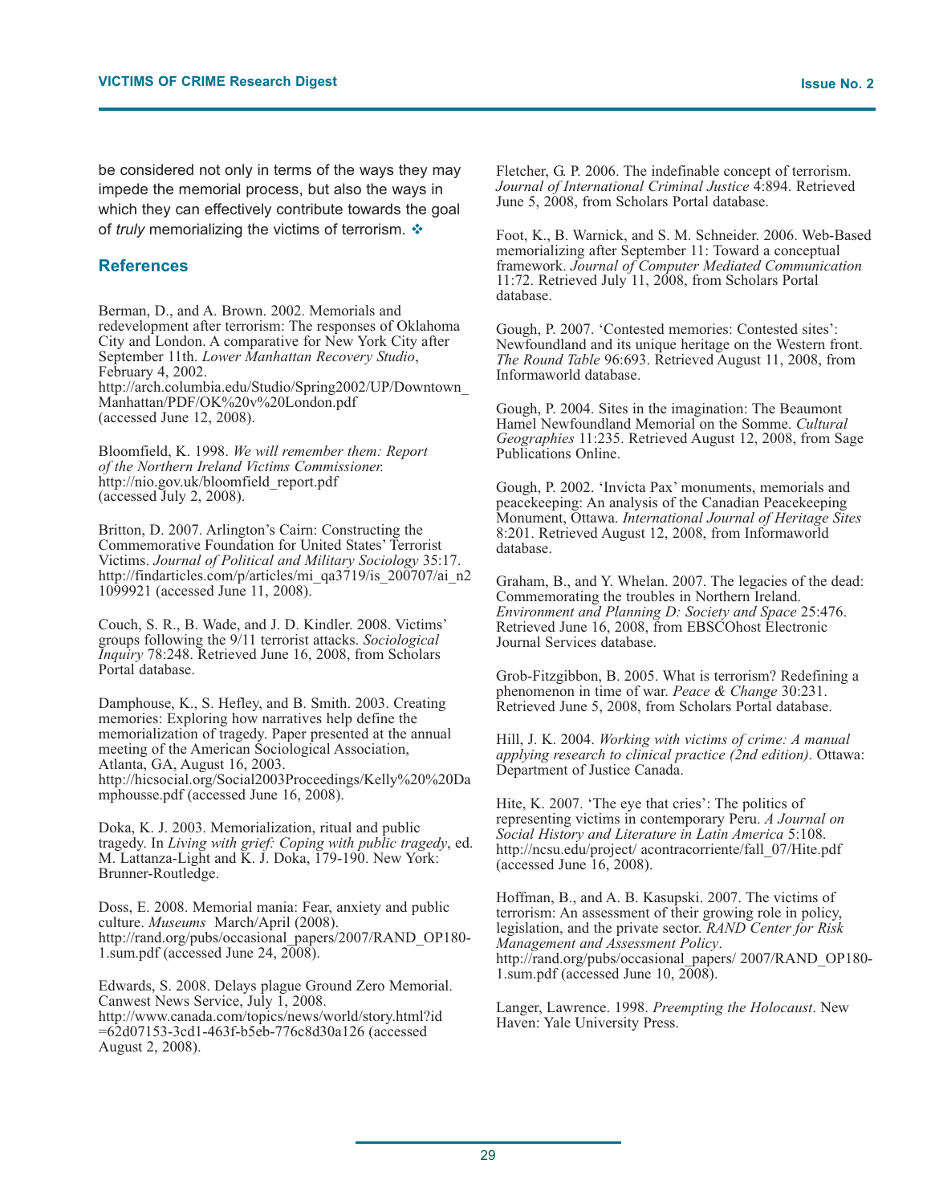be considered not only in terms of the ways they may impede the memorial process, but also the ways in which they can effectively contribute towards the goal of *truly* memorializing the victims of terrorism. ❖

## References

Berman, D., and A. Brown. 2002. Memorials and redevelopment after terrorism: The responses of Oklahoma City and London. A comparative for New York City after September 11th. *Lower Manhattan Recovery Studio*, February 4, 2002. http://arch.columbia.edu/Studio/Spring2002/UP/Downtown_Manhattan/PDF/OK%20v%20London.pdf (accessed June 12, 2008).

Bloomfield, K. 1998. *We will remember them: Report of the Northern Ireland Victims Commissioner.* http://nio.gov.uk/bloomfield_report.pdf (accessed July 2, 2008).

Britton, D. 2007. Arlington's Cairn: Constructing the Commemorative Foundation for United States' Terrorist Victims. *Journal of Political and Military Sociology* 35:17. http://findarticles.com/p/articles/mi_qa3719/is_200707/ai_n21099921 (accessed June 11, 2008).

Couch, S. R., B. Wade, and J. D. Kindler. 2008. Victims' groups following the 9/11 terrorist attacks. *Sociological Inquiry* 78:248. Retrieved June 16, 2008, from Scholars Portal database.

Damphouse, K., S. Hefley, and B. Smith. 2003. Creating memories: Exploring how narratives help define the memorialization of tragedy. Paper presented at the annual meeting of the American Sociological Association, Atlanta, GA, August 16, 2003. http://hicsocial.org/Social2003Proceedings/Kelly%20%20Damphousse.pdf (accessed June 16, 2008).

Doka, K. J. 2003. Memorialization, ritual and public tragedy. In *Living with grief: Coping with public tragedy*, ed. M. Lattanza-Light and K. J. Doka, 179-190. New York: Brunner-Routledge.

Doss, E. 2008. Memorial mania: Fear, anxiety and public culture. *Museums* March/April (2008). http://rand.org/pubs/occasional_papers/2007/RAND_OP180-1.sum.pdf (accessed June 24, 2008).

Edwards, S. 2008. Delays plague Ground Zero Memorial. Canwest News Service, July 1, 2008. http://www.canada.com/topics/news/world/story.html?id=62d07153-3cd1-463f-b5eb-776c8d30a126 (accessed August 2, 2008).

Fletcher, G. P. 2006. The indefinable concept of terrorism. *Journal of International Criminal Justice* 4:894. Retrieved June 5, 2008, from Scholars Portal database.

Foot, K., B. Warnick, and S. M. Schneider. 2006. Web-Based memorializing after September 11: Toward a conceptual framework. *Journal of Computer Mediated Communication* 11:72. Retrieved July 11, 2008, from Scholars Portal database.

Gough, P. 2007. 'Contested memories: Contested sites': Newfoundland and its unique heritage on the Western front. *The Round Table* 96:693. Retrieved August 11, 2008, from Informaworld database.

Gough, P. 2004. Sites in the imagination: The Beaumont Hamel Newfoundland Memorial on the Somme. *Cultural Geographies* 11:235. Retrieved August 12, 2008, from Sage Publications Online.

Gough, P. 2002. 'Invicta Pax' monuments, memorials and peacekeeping: An analysis of the Canadian Peacekeeping Monument, Ottawa. *International Journal of Heritage Sites* 8:201. Retrieved August 12, 2008, from Informaworld database.

Graham, B., and Y. Whelan. 2007. The legacies of the dead: Commemorating the troubles in Northern Ireland. *Environment and Planning D: Society and Space* 25:476. Retrieved June 16, 2008, from EBSCOhost Electronic Journal Services database.

Grob-Fitzgibbon, B. 2005. What is terrorism? Redefining a phenomenon in time of war. *Peace & Change* 30:231. Retrieved June 5, 2008, from Scholars Portal database.

Hill, J. K. 2004. *Working with victims of crime: A manual applying research to clinical practice (2nd edition)*. Ottawa: Department of Justice Canada.

Hite, K. 2007. 'The eye that cries': The politics of representing victims in contemporary Peru. *A Journal on Social History and Literature in Latin America* 5:108. http://ncsu.edu/project/ acontracorriente/fall_07/Hite.pdf (accessed June 16, 2008).

Hoffman, B., and A. B. Kasupski. 2007. The victims of terrorism: An assessment of their growing role in policy, legislation, and the private sector. *RAND Center for Risk Management and Assessment Policy*. http://rand.org/pubs/occasional_papers/ 2007/RAND_OP180-1.sum.pdf (accessed June 10, 2008).

Langer, Lawrence. 1998. *Preempting the Holocaust*. New Haven: Yale University Press.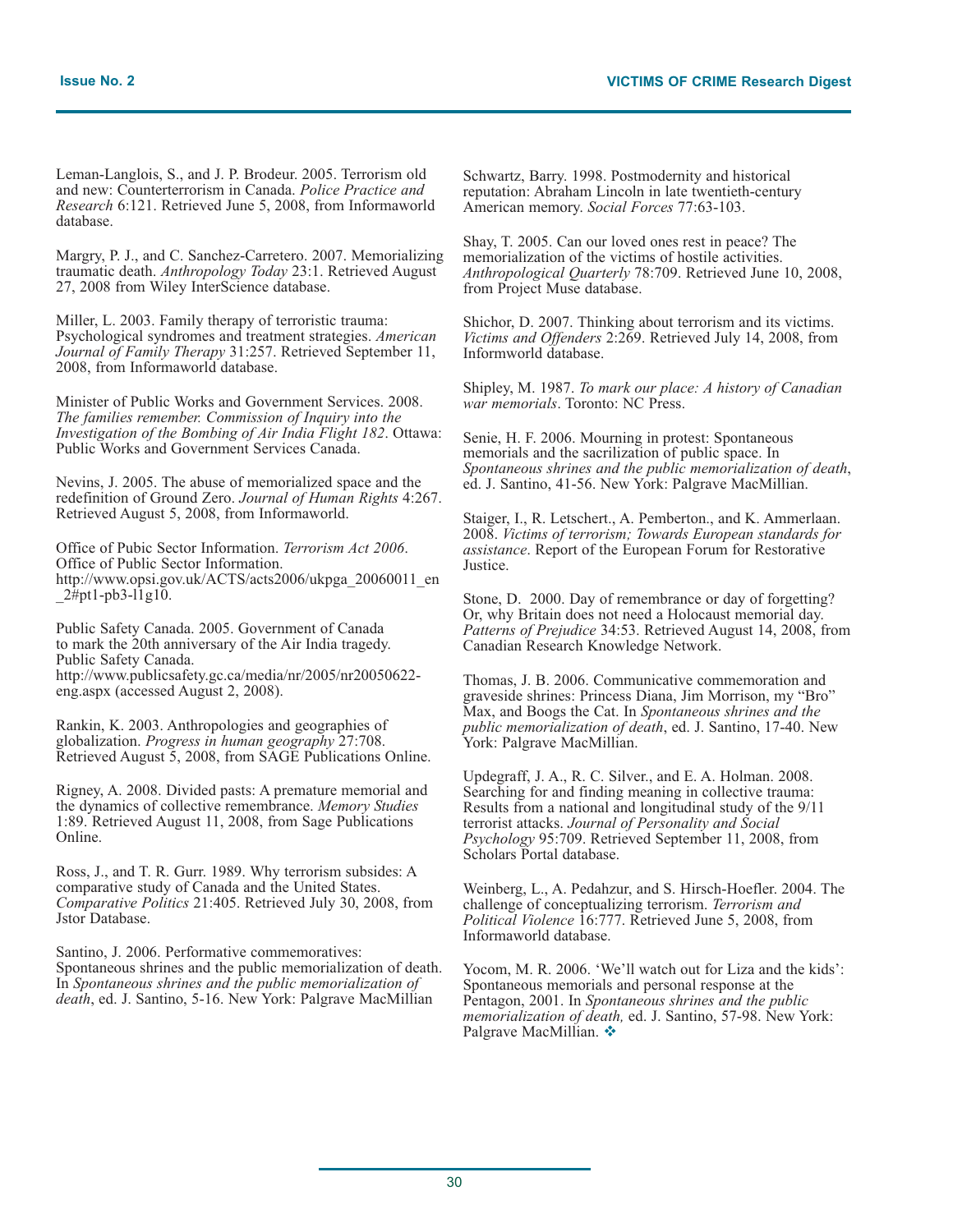Leman-Langlois, S., and J. P. Brodeur. 2005. Terrorism old and new: Counterterrorism in Canada. *Police Practice and Research* 6:121. Retrieved June 5, 2008, from Informaworld database.

Margry, P. J., and C. Sanchez-Carretero. 2007. Memorializing traumatic death. *Anthropology Today* 23:1. Retrieved August 27, 2008 from Wiley InterScience database.

Miller, L. 2003. Family therapy of terroristic trauma: Psychological syndromes and treatment strategies. *American Journal of Family Therapy* 31:257. Retrieved September 11, 2008, from Informaworld database.

Minister of Public Works and Government Services. 2008. *The families remember. Commission of Inquiry into the Investigation of the Bombing of Air India Flight 182*. Ottawa: Public Works and Government Services Canada.

Nevins, J. 2005. The abuse of memorialized space and the redefinition of Ground Zero. *Journal of Human Rights* 4:267. Retrieved August 5, 2008, from Informaworld.

Office of Pubic Sector Information. *Terrorism Act 2006*. Office of Public Sector Information. http://www.opsi.gov.uk/ACTS/acts2006/ukpga_20060011_en_2#pt1-pb3-l1g10.

Public Safety Canada. 2005. Government of Canada to mark the 20th anniversary of the Air India tragedy. Public Safety Canada. http://www.publicsafety.gc.ca/media/nr/2005/nr20050622-eng.aspx (accessed August 2, 2008).

Rankin, K. 2003. Anthropologies and geographies of globalization. *Progress in human geography* 27:708. Retrieved August 5, 2008, from SAGE Publications Online.

Rigney, A. 2008. Divided pasts: A premature memorial and the dynamics of collective remembrance. *Memory Studies* 1:89. Retrieved August 11, 2008, from Sage Publications Online.

Ross, J., and T. R. Gurr. 1989. Why terrorism subsides: A comparative study of Canada and the United States. *Comparative Politics* 21:405. Retrieved July 30, 2008, from Jstor Database.

Santino, J. 2006. Performative commemoratives: Spontaneous shrines and the public memorialization of death. In *Spontaneous shrines and the public memorialization of death*, ed. J. Santino, 5-16. New York: Palgrave MacMillian

Schwartz, Barry. 1998. Postmodernity and historical reputation: Abraham Lincoln in late twentieth-century American memory. *Social Forces* 77:63-103.

Shay, T. 2005. Can our loved ones rest in peace? The memorialization of the victims of hostile activities. *Anthropological Quarterly* 78:709. Retrieved June 10, 2008, from Project Muse database.

Shichor, D. 2007. Thinking about terrorism and its victims. *Victims and Offenders* 2:269. Retrieved July 14, 2008, from Informworld database.

Shipley, M. 1987. *To mark our place: A history of Canadian war memorials*. Toronto: NC Press.

Senie, H. F. 2006. Mourning in protest: Spontaneous memorials and the sacrilization of public space. In *Spontaneous shrines and the public memorialization of death*, ed. J. Santino, 41-56. New York: Palgrave MacMillian.

Staiger, I., R. Letschert., A. Pemberton., and K. Ammerlaan. 2008. *Victims of terrorism; Towards European standards for assistance*. Report of the European Forum for Restorative Justice.

Stone, D. 2000. Day of remembrance or day of forgetting? Or, why Britain does not need a Holocaust memorial day. *Patterns of Prejudice* 34:53. Retrieved August 14, 2008, from Canadian Research Knowledge Network.

Thomas, J. B. 2006. Communicative commemoration and graveside shrines: Princess Diana, Jim Morrison, my "Bro" Max, and Boogs the Cat. In *Spontaneous shrines and the public memorialization of death*, ed. J. Santino, 17-40. New York: Palgrave MacMillian.

Updegraff, J. A., R. C. Silver., and E. A. Holman. 2008. Searching for and finding meaning in collective trauma: Results from a national and longitudinal study of the 9/11 terrorist attacks. *Journal of Personality and Social Psychology* 95:709. Retrieved September 11, 2008, from Scholars Portal database.

Weinberg, L., A. Pedahzur, and S. Hirsch-Hoefler. 2004. The challenge of conceptualizing terrorism. *Terrorism and Political Violence* 16:777. Retrieved June 5, 2008, from Informaworld database.

Yocom, M. R. 2006. 'We'll watch out for Liza and the kids': Spontaneous memorials and personal response at the Pentagon, 2001. In *Spontaneous shrines and the public memorialization of death,* ed. J. Santino, 57-98. New York: Palgrave MacMillian. ❖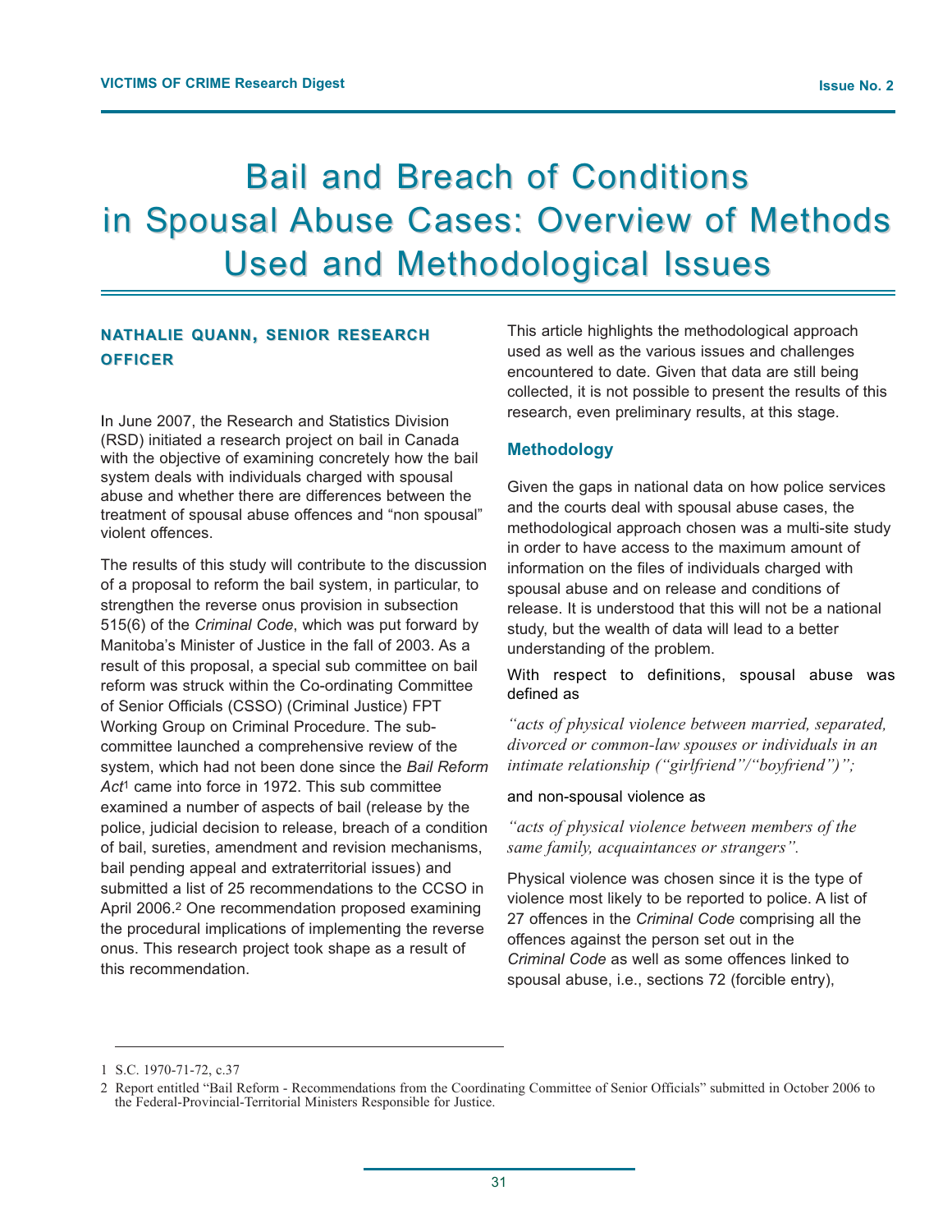# Bail and Breach of Conditions in Spousal Abuse Cases: Overview of Methods Used and Methodological Issues

**NATHALIE QUANN, SENIOR RESEARCH OFFICER**

In June 2007, the Research and Statistics Division (RSD) initiated a research project on bail in Canada with the objective of examining concretely how the bail system deals with individuals charged with spousal abuse and whether there are differences between the treatment of spousal abuse offences and "non spousal" violent offences.

The results of this study will contribute to the discussion of a proposal to reform the bail system, in particular, to strengthen the reverse onus provision in subsection 515(6) of the *Criminal Code*, which was put forward by Manitoba's Minister of Justice in the fall of 2003. As a result of this proposal, a special sub committee on bail reform was struck within the Co-ordinating Committee of Senior Officials (CSSO) (Criminal Justice) FPT Working Group on Criminal Procedure. The sub-committee launched a comprehensive review of the system, which had not been done since the *Bail Reform Act*[1] came into force in 1972. This sub committee examined a number of aspects of bail (release by the police, judicial decision to release, breach of a condition of bail, sureties, amendment and revision mechanisms, bail pending appeal and extraterritorial issues) and submitted a list of 25 recommendations to the CCSO in April 2006.[2] One recommendation proposed examining the procedural implications of implementing the reverse onus. This research project took shape as a result of this recommendation.

This article highlights the methodological approach used as well as the various issues and challenges encountered to date. Given that data are still being collected, it is not possible to present the results of this research, even preliminary results, at this stage.

## Methodology

Given the gaps in national data on how police services and the courts deal with spousal abuse cases, the methodological approach chosen was a multi-site study in order to have access to the maximum amount of information on the files of individuals charged with spousal abuse and on release and conditions of release. It is understood that this will not be a national study, but the wealth of data will lead to a better understanding of the problem.

With respect to definitions, spousal abuse was defined as

*"acts of physical violence between married, separated, divorced or common-law spouses or individuals in an intimate relationship ("girlfriend"/"boyfriend")";*

and non-spousal violence as

*"acts of physical violence between members of the same family, acquaintances or strangers".*

Physical violence was chosen since it is the type of violence most likely to be reported to police. A list of 27 offences in the *Criminal Code* comprising all the offences against the person set out in the *Criminal Code* as well as some offences linked to spousal abuse, i.e., sections 72 (forcible entry),

---

1 S.C. 1970-71-72, c.37

2 Report entitled "Bail Reform - Recommendations from the Coordinating Committee of Senior Officials" submitted in October 2006 to the Federal-Provincial-Territorial Ministers Responsible for Justice.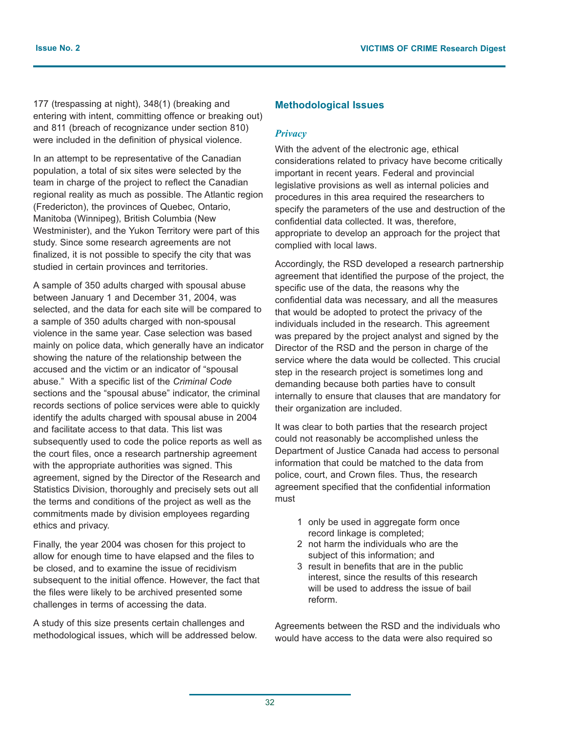177 (trespassing at night), 348(1) (breaking and entering with intent, committing offence or breaking out) and 811 (breach of recognizance under section 810) were included in the definition of physical violence.

In an attempt to be representative of the Canadian population, a total of six sites were selected by the team in charge of the project to reflect the Canadian regional reality as much as possible. The Atlantic region (Fredericton), the provinces of Quebec, Ontario, Manitoba (Winnipeg), British Columbia (New Westminister), and the Yukon Territory were part of this study. Since some research agreements are not finalized, it is not possible to specify the city that was studied in certain provinces and territories.

A sample of 350 adults charged with spousal abuse between January 1 and December 31, 2004, was selected, and the data for each site will be compared to a sample of 350 adults charged with non-spousal violence in the same year. Case selection was based mainly on police data, which generally have an indicator showing the nature of the relationship between the accused and the victim or an indicator of "spousal abuse." With a specific list of the *Criminal Code* sections and the "spousal abuse" indicator, the criminal records sections of police services were able to quickly identify the adults charged with spousal abuse in 2004 and facilitate access to that data. This list was subsequently used to code the police reports as well as the court files, once a research partnership agreement with the appropriate authorities was signed. This agreement, signed by the Director of the Research and Statistics Division, thoroughly and precisely sets out all the terms and conditions of the project as well as the commitments made by division employees regarding ethics and privacy.

Finally, the year 2004 was chosen for this project to allow for enough time to have elapsed and the files to be closed, and to examine the issue of recidivism subsequent to the initial offence. However, the fact that the files were likely to be archived presented some challenges in terms of accessing the data.

A study of this size presents certain challenges and methodological issues, which will be addressed below.

## Methodological Issues

### *Privacy*

With the advent of the electronic age, ethical considerations related to privacy have become critically important in recent years. Federal and provincial legislative provisions as well as internal policies and procedures in this area required the researchers to specify the parameters of the use and destruction of the confidential data collected. It was, therefore, appropriate to develop an approach for the project that complied with local laws.

Accordingly, the RSD developed a research partnership agreement that identified the purpose of the project, the specific use of the data, the reasons why the confidential data was necessary, and all the measures that would be adopted to protect the privacy of the individuals included in the research. This agreement was prepared by the project analyst and signed by the Director of the RSD and the person in charge of the service where the data would be collected. This crucial step in the research project is sometimes long and demanding because both parties have to consult internally to ensure that clauses that are mandatory for their organization are included.

It was clear to both parties that the research project could not reasonably be accomplished unless the Department of Justice Canada had access to personal information that could be matched to the data from police, court, and Crown files. Thus, the research agreement specified that the confidential information must

1. only be used in aggregate form once record linkage is completed;
2. not harm the individuals who are the subject of this information; and
3. result in benefits that are in the public interest, since the results of this research will be used to address the issue of bail reform.

Agreements between the RSD and the individuals who would have access to the data were also required so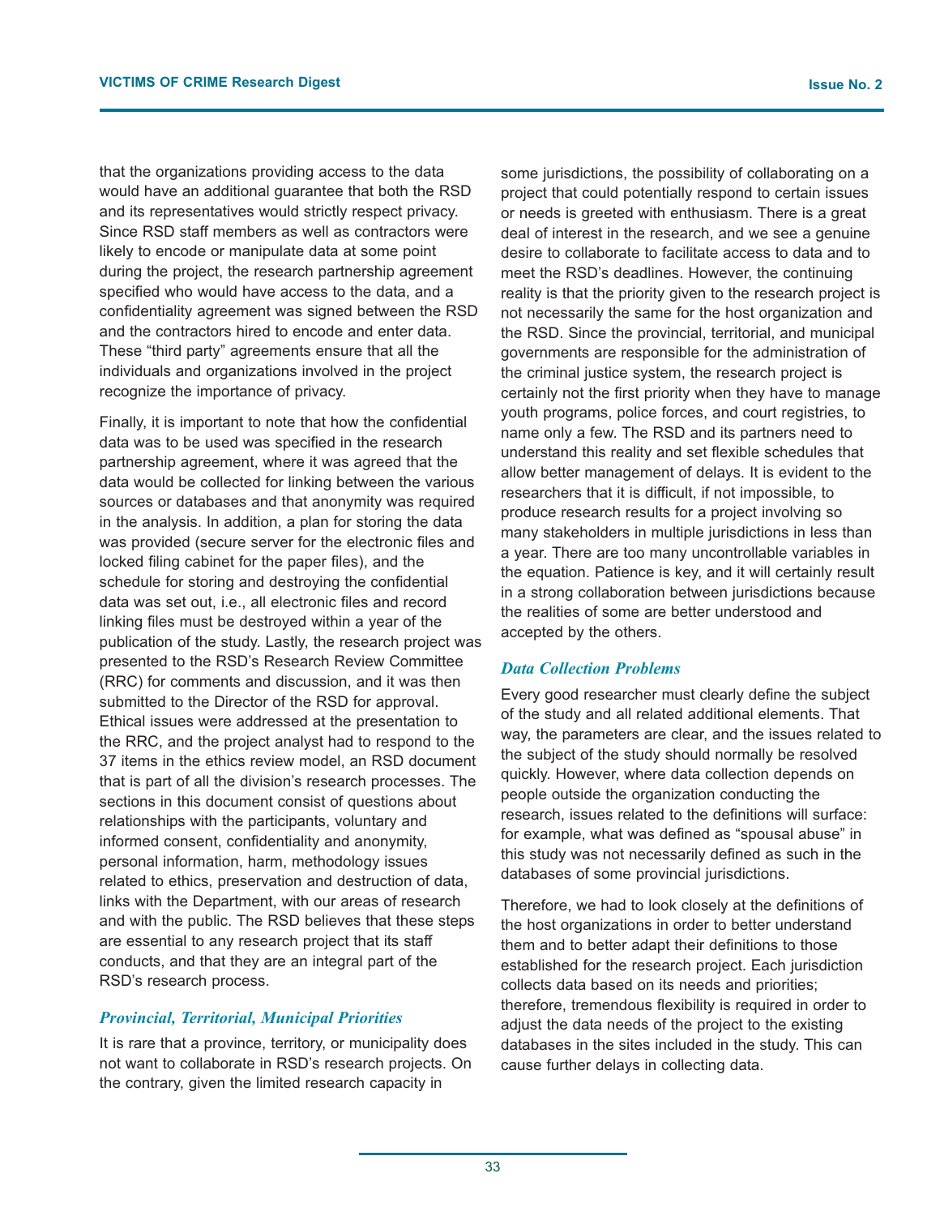that the organizations providing access to the data would have an additional guarantee that both the RSD and its representatives would strictly respect privacy. Since RSD staff members as well as contractors were likely to encode or manipulate data at some point during the project, the research partnership agreement specified who would have access to the data, and a confidentiality agreement was signed between the RSD and the contractors hired to encode and enter data. These "third party" agreements ensure that all the individuals and organizations involved in the project recognize the importance of privacy.

Finally, it is important to note that how the confidential data was to be used was specified in the research partnership agreement, where it was agreed that the data would be collected for linking between the various sources or databases and that anonymity was required in the analysis. In addition, a plan for storing the data was provided (secure server for the electronic files and locked filing cabinet for the paper files), and the schedule for storing and destroying the confidential data was set out, i.e., all electronic files and record linking files must be destroyed within a year of the publication of the study. Lastly, the research project was presented to the RSD's Research Review Committee (RRC) for comments and discussion, and it was then submitted to the Director of the RSD for approval. Ethical issues were addressed at the presentation to the RRC, and the project analyst had to respond to the 37 items in the ethics review model, an RSD document that is part of all the division's research processes. The sections in this document consist of questions about relationships with the participants, voluntary and informed consent, confidentiality and anonymity, personal information, harm, methodology issues related to ethics, preservation and destruction of data, links with the Department, with our areas of research and with the public. The RSD believes that these steps are essential to any research project that its staff conducts, and that they are an integral part of the RSD's research process.

### *Provincial, Territorial, Municipal Priorities*

It is rare that a province, territory, or municipality does not want to collaborate in RSD's research projects. On the contrary, given the limited research capacity in some jurisdictions, the possibility of collaborating on a project that could potentially respond to certain issues or needs is greeted with enthusiasm. There is a great deal of interest in the research, and we see a genuine desire to collaborate to facilitate access to data and to meet the RSD's deadlines. However, the continuing reality is that the priority given to the research project is not necessarily the same for the host organization and the RSD. Since the provincial, territorial, and municipal governments are responsible for the administration of the criminal justice system, the research project is certainly not the first priority when they have to manage youth programs, police forces, and court registries, to name only a few. The RSD and its partners need to understand this reality and set flexible schedules that allow better management of delays. It is evident to the researchers that it is difficult, if not impossible, to produce research results for a project involving so many stakeholders in multiple jurisdictions in less than a year. There are too many uncontrollable variables in the equation. Patience is key, and it will certainly result in a strong collaboration between jurisdictions because the realities of some are better understood and accepted by the others.

### *Data Collection Problems*

Every good researcher must clearly define the subject of the study and all related additional elements. That way, the parameters are clear, and the issues related to the subject of the study should normally be resolved quickly. However, where data collection depends on people outside the organization conducting the research, issues related to the definitions will surface: for example, what was defined as "spousal abuse" in this study was not necessarily defined as such in the databases of some provincial jurisdictions.

Therefore, we had to look closely at the definitions of the host organizations in order to better understand them and to better adapt their definitions to those established for the research project. Each jurisdiction collects data based on its needs and priorities; therefore, tremendous flexibility is required in order to adjust the data needs of the project to the existing databases in the sites included in the study. This can cause further delays in collecting data.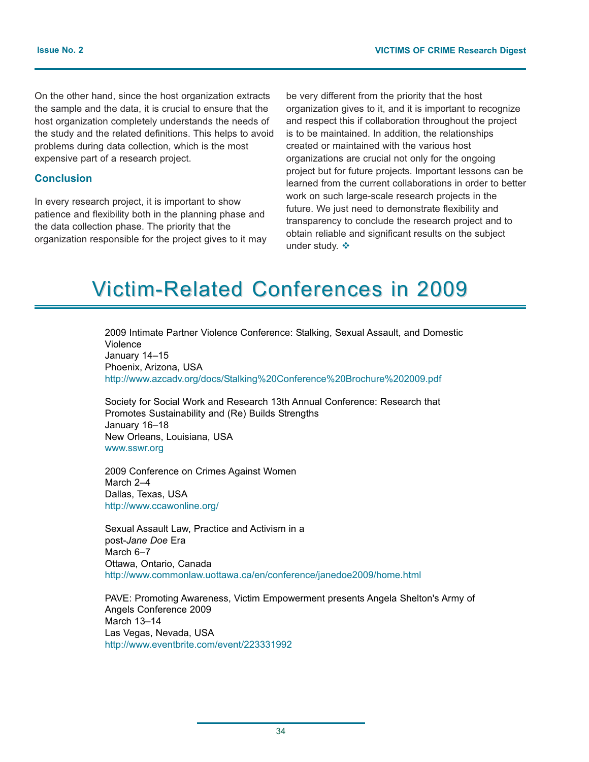On the other hand, since the host organization extracts the sample and the data, it is crucial to ensure that the host organization completely understands the needs of the study and the related definitions. This helps to avoid problems during data collection, which is the most expensive part of a research project.

## Conclusion

In every research project, it is important to show patience and flexibility both in the planning phase and the data collection phase. The priority that the organization responsible for the project gives to it may be very different from the priority that the host organization gives to it, and it is important to recognize and respect this if collaboration throughout the project is to be maintained. In addition, the relationships created or maintained with the various host organizations are crucial not only for the ongoing project but for future projects. Important lessons can be learned from the current collaborations in order to better work on such large-scale research projects in the future. We just need to demonstrate flexibility and transparency to conclude the research project and to obtain reliable and significant results on the subject under study. ❖

# Victim-Related Conferences in 2009

2009 Intimate Partner Violence Conference: Stalking, Sexual Assault, and Domestic Violence
January 14–15
Phoenix, Arizona, USA
http://www.azcadv.org/docs/Stalking%20Conference%20Brochure%202009.pdf

Society for Social Work and Research 13th Annual Conference: Research that Promotes Sustainability and (Re) Builds Strengths
January 16–18
New Orleans, Louisiana, USA
www.sswr.org

2009 Conference on Crimes Against Women
March 2–4
Dallas, Texas, USA
http://www.ccawonline.org/

Sexual Assault Law, Practice and Activism in a post-*Jane Doe* Era
March 6–7
Ottawa, Ontario, Canada
http://www.commonlaw.uottawa.ca/en/conference/janedoe2009/home.html

PAVE: Promoting Awareness, Victim Empowerment presents Angela Shelton's Army of Angels Conference 2009
March 13–14
Las Vegas, Nevada, USA
http://www.eventbrite.com/event/223331992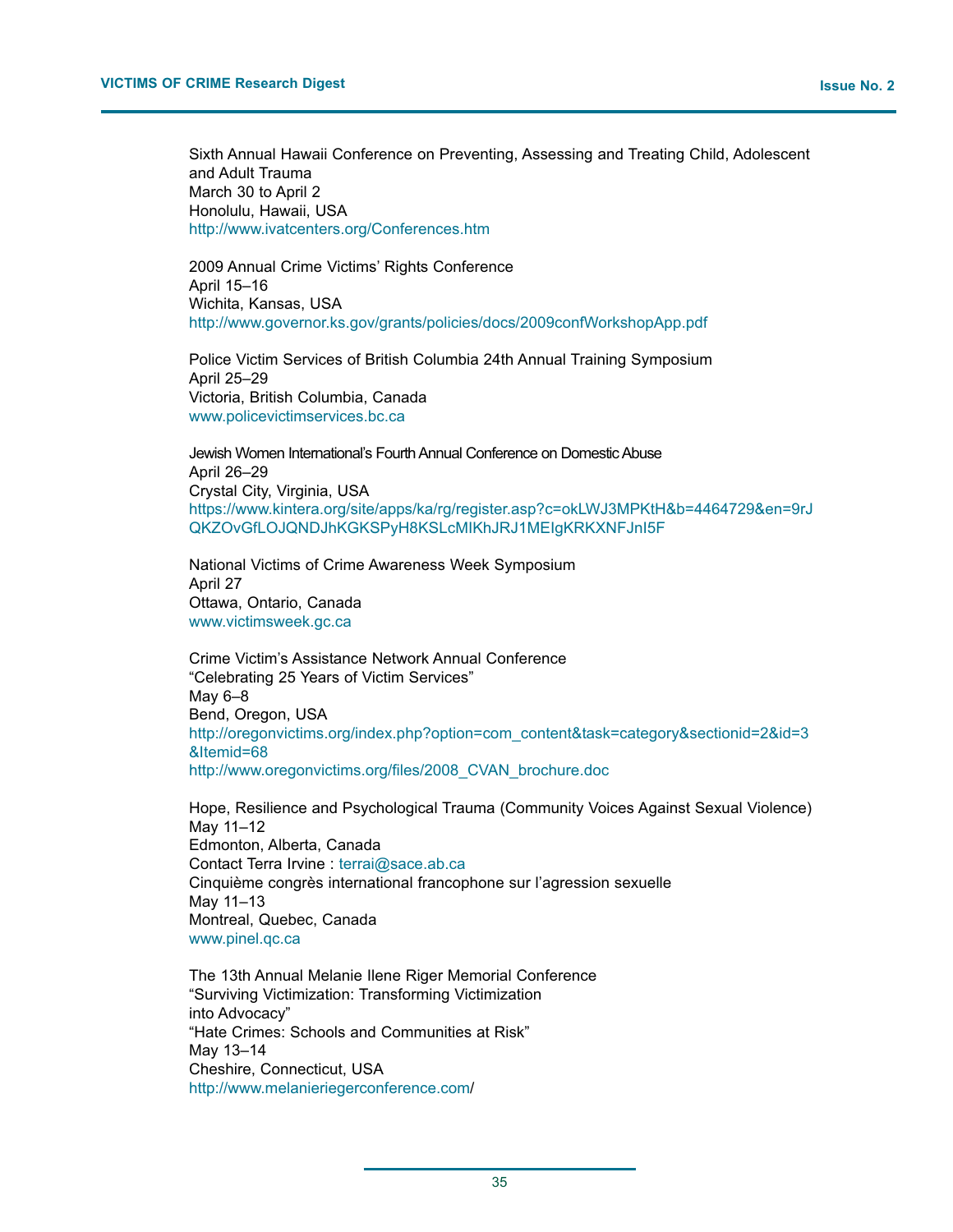Sixth Annual Hawaii Conference on Preventing, Assessing and Treating Child, Adolescent and Adult Trauma
March 30 to April 2
Honolulu, Hawaii, USA
http://www.ivatcenters.org/Conferences.htm

2009 Annual Crime Victims' Rights Conference
April 15–16
Wichita, Kansas, USA
http://www.governor.ks.gov/grants/policies/docs/2009confWorkshopApp.pdf

Police Victim Services of British Columbia 24th Annual Training Symposium
April 25–29
Victoria, British Columbia, Canada
www.policevictimservices.bc.ca

Jewish Women International's Fourth Annual Conference on Domestic Abuse
April 26–29
Crystal City, Virginia, USA
https://www.kintera.org/site/apps/ka/rg/register.asp?c=okLWJ3MPKtH&b=4464729&en=9rJQKZOvGfLOJQNDJhKGKSPyH8KSLcMIKhJRJ1MEIgKRKXNFJnI5F

National Victims of Crime Awareness Week Symposium
April 27
Ottawa, Ontario, Canada
www.victimsweek.gc.ca

Crime Victim's Assistance Network Annual Conference
"Celebrating 25 Years of Victim Services"
May 6–8
Bend, Oregon, USA
http://oregonvictims.org/index.php?option=com_content&task=category&sectionid=2&id=3&Itemid=68
http://www.oregonvictims.org/files/2008_CVAN_brochure.doc

Hope, Resilience and Psychological Trauma (Community Voices Against Sexual Violence)
May 11–12
Edmonton, Alberta, Canada
Contact Terra Irvine : terrai@sace.ab.ca
Cinquième congrès international francophone sur l'agression sexuelle
May 11–13
Montreal, Quebec, Canada
www.pinel.qc.ca

The 13th Annual Melanie Ilene Riger Memorial Conference
"Surviving Victimization: Transforming Victimization into Advocacy"
"Hate Crimes: Schools and Communities at Risk"
May 13–14
Cheshire, Connecticut, USA
http://www.melanieriegerconference.com/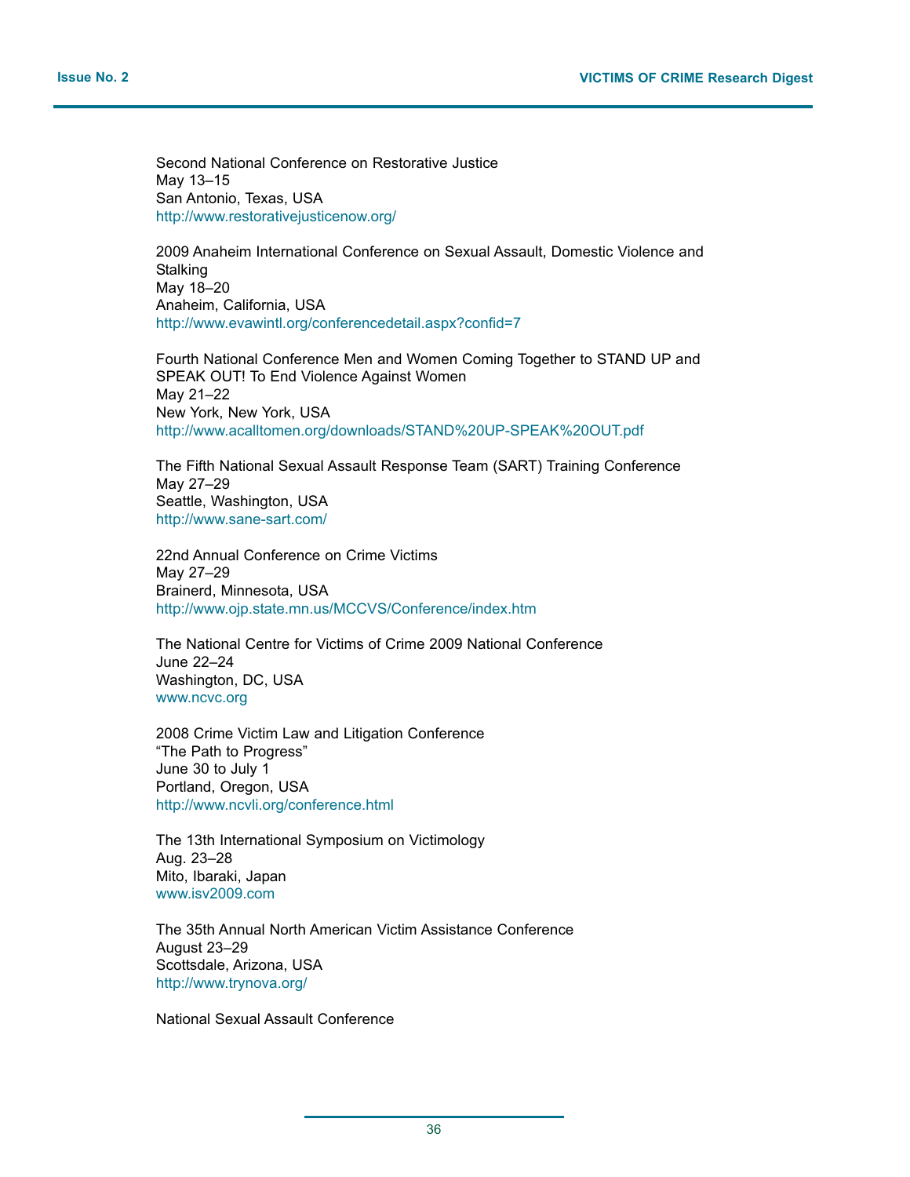Second National Conference on Restorative Justice
May 13–15
San Antonio, Texas, USA
http://www.restorativejusticenow.org/

2009 Anaheim International Conference on Sexual Assault, Domestic Violence and Stalking
May 18–20
Anaheim, California, USA
http://www.evawintl.org/conferencedetail.aspx?confid=7

Fourth National Conference Men and Women Coming Together to STAND UP and SPEAK OUT! To End Violence Against Women
May 21–22
New York, New York, USA
http://www.acalltomen.org/downloads/STAND%20UP-SPEAK%20OUT.pdf

The Fifth National Sexual Assault Response Team (SART) Training Conference
May 27–29
Seattle, Washington, USA
http://www.sane-sart.com/

22nd Annual Conference on Crime Victims
May 27–29
Brainerd, Minnesota, USA
http://www.ojp.state.mn.us/MCCVS/Conference/index.htm

The National Centre for Victims of Crime 2009 National Conference
June 22–24
Washington, DC, USA
www.ncvc.org

2008 Crime Victim Law and Litigation Conference
"The Path to Progress"
June 30 to July 1
Portland, Oregon, USA
http://www.ncvli.org/conference.html

The 13th International Symposium on Victimology
Aug. 23–28
Mito, Ibaraki, Japan
www.isv2009.com

The 35th Annual North American Victim Assistance Conference
August 23–29
Scottsdale, Arizona, USA
http://www.trynova.org/

National Sexual Assault Conference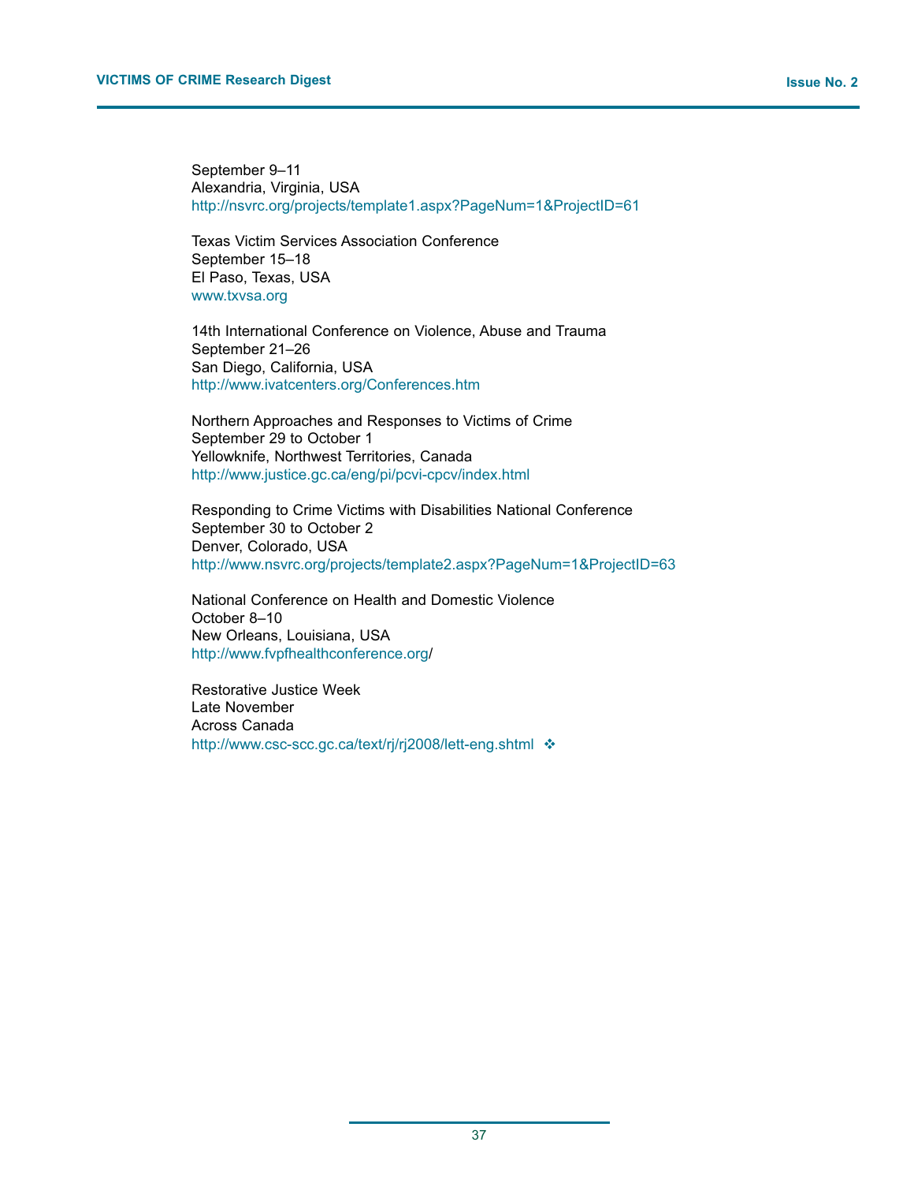September 9–11
Alexandria, Virginia, USA
http://nsvrc.org/projects/template1.aspx?PageNum=1&ProjectID=61

Texas Victim Services Association Conference
September 15–18
El Paso, Texas, USA
www.txvsa.org

14th International Conference on Violence, Abuse and Trauma
September 21–26
San Diego, California, USA
http://www.ivatcenters.org/Conferences.htm

Northern Approaches and Responses to Victims of Crime
September 29 to October 1
Yellowknife, Northwest Territories, Canada
http://www.justice.gc.ca/eng/pi/pcvi-cpcv/index.html

Responding to Crime Victims with Disabilities National Conference
September 30 to October 2
Denver, Colorado, USA
http://www.nsvrc.org/projects/template2.aspx?PageNum=1&ProjectID=63

National Conference on Health and Domestic Violence
October 8–10
New Orleans, Louisiana, USA
http://www.fvpfhealthconference.org/

Restorative Justice Week
Late November
Across Canada
http://www.csc-scc.gc.ca/text/rj/rj2008/lett-eng.shtml ❖